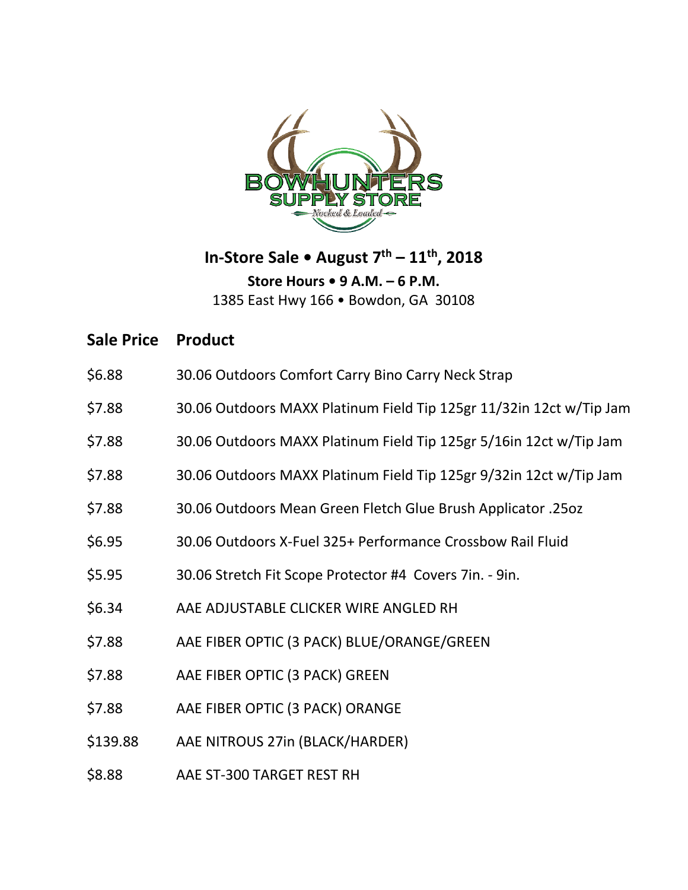# In-Store Sale • August 7th – 11th, 2018

**Store Hours • 9 A.M. – 6 P.M.**

1385 East Hwy 166 • Bowdon, GA 30108

| Sale Price | Product |
|---|---|
| $6.88 | 30.06 Outdoors Comfort Carry Bino Carry Neck Strap |
| $7.88 | 30.06 Outdoors MAXX Platinum Field Tip 125gr 11/32in 12ct w/Tip Jam |
| $7.88 | 30.06 Outdoors MAXX Platinum Field Tip 125gr 5/16in 12ct w/Tip Jam |
| $7.88 | 30.06 Outdoors MAXX Platinum Field Tip 125gr 9/32in 12ct w/Tip Jam |
| $7.88 | 30.06 Outdoors Mean Green Fletch Glue Brush Applicator .25oz |
| $6.95 | 30.06 Outdoors X-Fuel 325+ Performance Crossbow Rail Fluid |
| $5.95 | 30.06 Stretch Fit Scope Protector #4 Covers 7in. - 9in. |
| $6.34 | AAE ADJUSTABLE CLICKER WIRE ANGLED RH |
| $7.88 | AAE FIBER OPTIC (3 PACK) BLUE/ORANGE/GREEN |
| $7.88 | AAE FIBER OPTIC (3 PACK) GREEN |
| $7.88 | AAE FIBER OPTIC (3 PACK) ORANGE |
| $139.88 | AAE NITROUS 27in (BLACK/HARDER) |
| $8.88 | AAE ST-300 TARGET REST RH |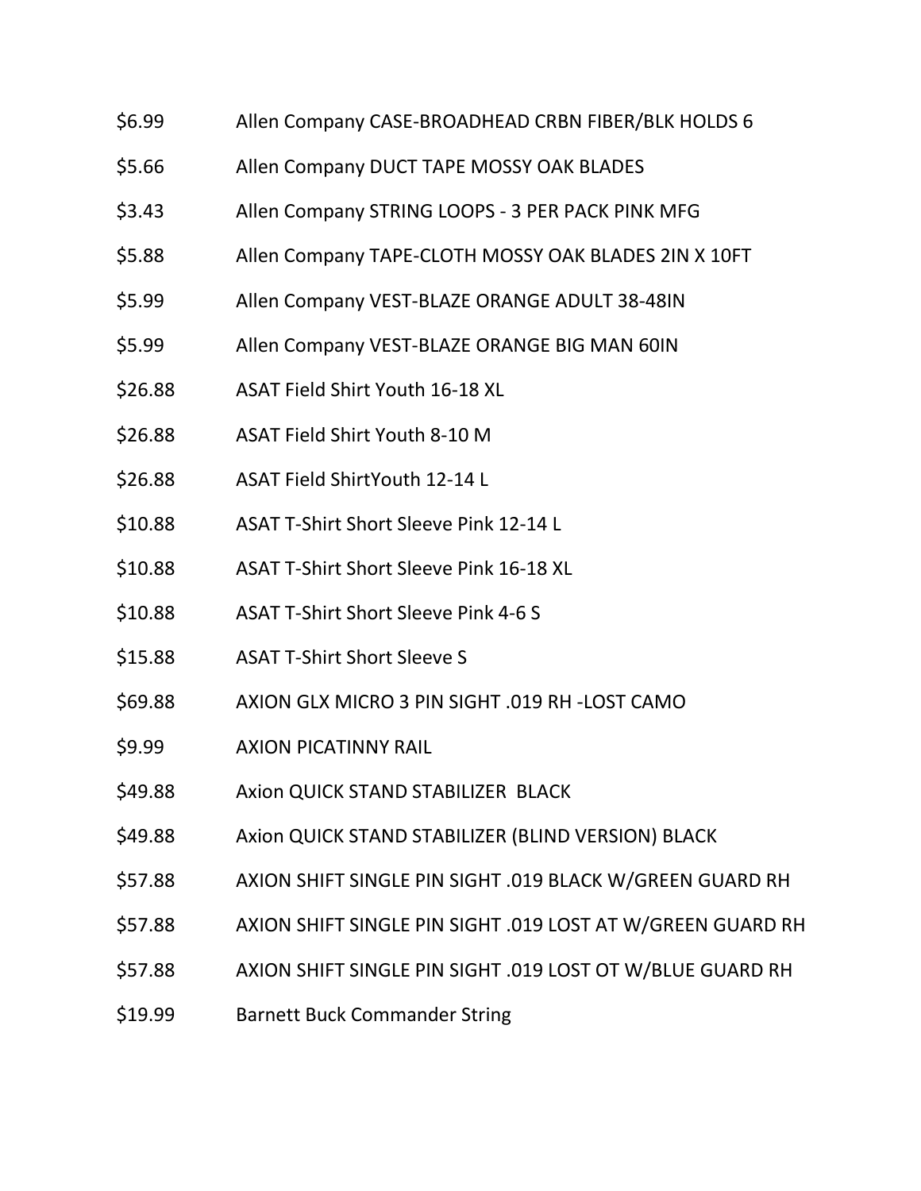| | |
|---|---|
| $6.99 | Allen Company CASE-BROADHEAD CRBN FIBER/BLK HOLDS 6 |
| $5.66 | Allen Company DUCT TAPE MOSSY OAK BLADES |
| $3.43 | Allen Company STRING LOOPS - 3 PER PACK PINK MFG |
| $5.88 | Allen Company TAPE-CLOTH MOSSY OAK BLADES 2IN X 10FT |
| $5.99 | Allen Company VEST-BLAZE ORANGE ADULT 38-48IN |
| $5.99 | Allen Company VEST-BLAZE ORANGE BIG MAN 60IN |
| $26.88 | ASAT Field Shirt Youth 16-18 XL |
| $26.88 | ASAT Field Shirt Youth 8-10 M |
| $26.88 | ASAT Field ShirtYouth 12-14 L |
| $10.88 | ASAT T-Shirt Short Sleeve Pink 12-14 L |
| $10.88 | ASAT T-Shirt Short Sleeve Pink 16-18 XL |
| $10.88 | ASAT T-Shirt Short Sleeve Pink 4-6 S |
| $15.88 | ASAT T-Shirt Short Sleeve S |
| $69.88 | AXION GLX MICRO 3 PIN SIGHT .019 RH -LOST CAMO |
| $9.99 | AXION PICATINNY RAIL |
| $49.88 | Axion QUICK STAND STABILIZER BLACK |
| $49.88 | Axion QUICK STAND STABILIZER (BLIND VERSION) BLACK |
| $57.88 | AXION SHIFT SINGLE PIN SIGHT .019 BLACK W/GREEN GUARD RH |
| $57.88 | AXION SHIFT SINGLE PIN SIGHT .019 LOST AT W/GREEN GUARD RH |
| $57.88 | AXION SHIFT SINGLE PIN SIGHT .019 LOST OT W/BLUE GUARD RH |
| $19.99 | Barnett Buck Commander String |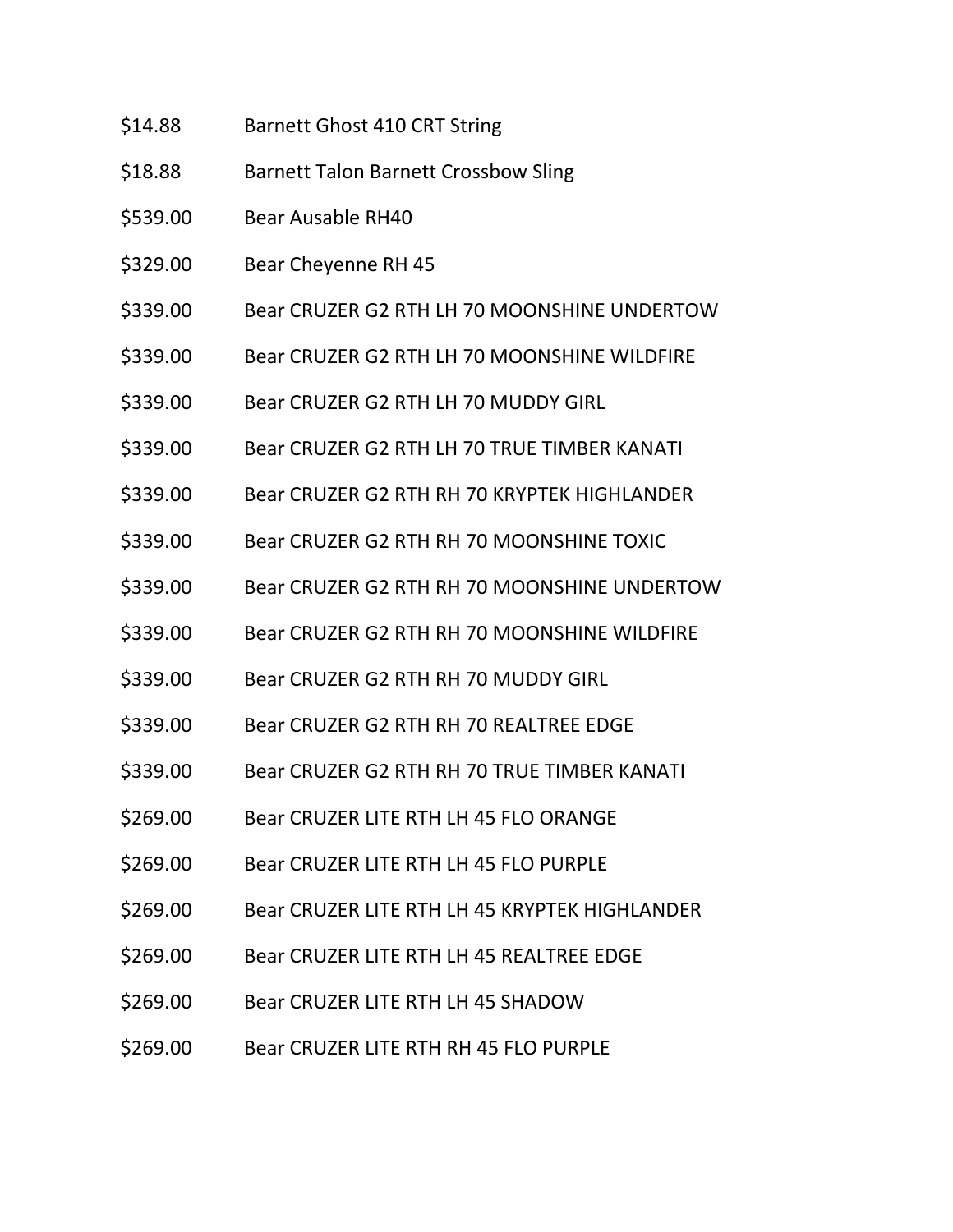| | |
|---|---|
| $14.88 | Barnett Ghost 410 CRT String |
| $18.88 | Barnett Talon Barnett Crossbow Sling |
| $539.00 | Bear Ausable RH40 |
| $329.00 | Bear Cheyenne RH 45 |
| $339.00 | Bear CRUZER G2 RTH LH 70 MOONSHINE UNDERTOW |
| $339.00 | Bear CRUZER G2 RTH LH 70 MOONSHINE WILDFIRE |
| $339.00 | Bear CRUZER G2 RTH LH 70 MUDDY GIRL |
| $339.00 | Bear CRUZER G2 RTH LH 70 TRUE TIMBER KANATI |
| $339.00 | Bear CRUZER G2 RTH RH 70 KRYPTEK HIGHLANDER |
| $339.00 | Bear CRUZER G2 RTH RH 70 MOONSHINE TOXIC |
| $339.00 | Bear CRUZER G2 RTH RH 70 MOONSHINE UNDERTOW |
| $339.00 | Bear CRUZER G2 RTH RH 70 MOONSHINE WILDFIRE |
| $339.00 | Bear CRUZER G2 RTH RH 70 MUDDY GIRL |
| $339.00 | Bear CRUZER G2 RTH RH 70 REALTREE EDGE |
| $339.00 | Bear CRUZER G2 RTH RH 70 TRUE TIMBER KANATI |
| $269.00 | Bear CRUZER LITE RTH LH 45 FLO ORANGE |
| $269.00 | Bear CRUZER LITE RTH LH 45 FLO PURPLE |
| $269.00 | Bear CRUZER LITE RTH LH 45 KRYPTEK HIGHLANDER |
| $269.00 | Bear CRUZER LITE RTH LH 45 REALTREE EDGE |
| $269.00 | Bear CRUZER LITE RTH LH 45 SHADOW |
| $269.00 | Bear CRUZER LITE RTH RH 45 FLO PURPLE |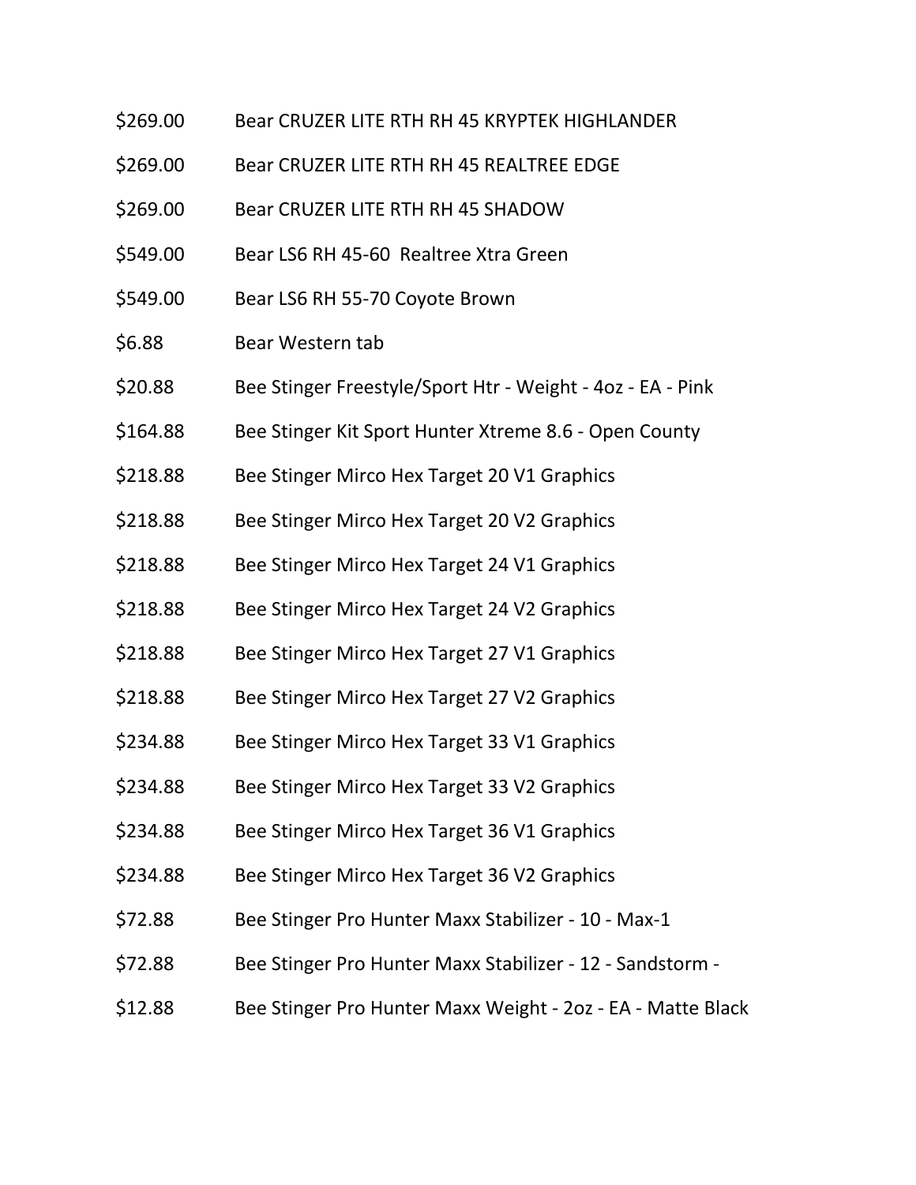| | |
|---|---|
| $269.00 | Bear CRUZER LITE RTH RH 45 KRYPTEK HIGHLANDER |
| $269.00 | Bear CRUZER LITE RTH RH 45 REALTREE EDGE |
| $269.00 | Bear CRUZER LITE RTH RH 45 SHADOW |
| $549.00 | Bear LS6 RH 45-60 Realtree Xtra Green |
| $549.00 | Bear LS6 RH 55-70 Coyote Brown |
| $6.88 | Bear Western tab |
| $20.88 | Bee Stinger Freestyle/Sport Htr - Weight - 4oz - EA - Pink |
| $164.88 | Bee Stinger Kit Sport Hunter Xtreme 8.6 - Open County |
| $218.88 | Bee Stinger Mirco Hex Target 20 V1 Graphics |
| $218.88 | Bee Stinger Mirco Hex Target 20 V2 Graphics |
| $218.88 | Bee Stinger Mirco Hex Target 24 V1 Graphics |
| $218.88 | Bee Stinger Mirco Hex Target 24 V2 Graphics |
| $218.88 | Bee Stinger Mirco Hex Target 27 V1 Graphics |
| $218.88 | Bee Stinger Mirco Hex Target 27 V2 Graphics |
| $234.88 | Bee Stinger Mirco Hex Target 33 V1 Graphics |
| $234.88 | Bee Stinger Mirco Hex Target 33 V2 Graphics |
| $234.88 | Bee Stinger Mirco Hex Target 36 V1 Graphics |
| $234.88 | Bee Stinger Mirco Hex Target 36 V2 Graphics |
| $72.88 | Bee Stinger Pro Hunter Maxx Stabilizer - 10 - Max-1 |
| $72.88 | Bee Stinger Pro Hunter Maxx Stabilizer - 12 - Sandstorm - |
| $12.88 | Bee Stinger Pro Hunter Maxx Weight - 2oz - EA - Matte Black |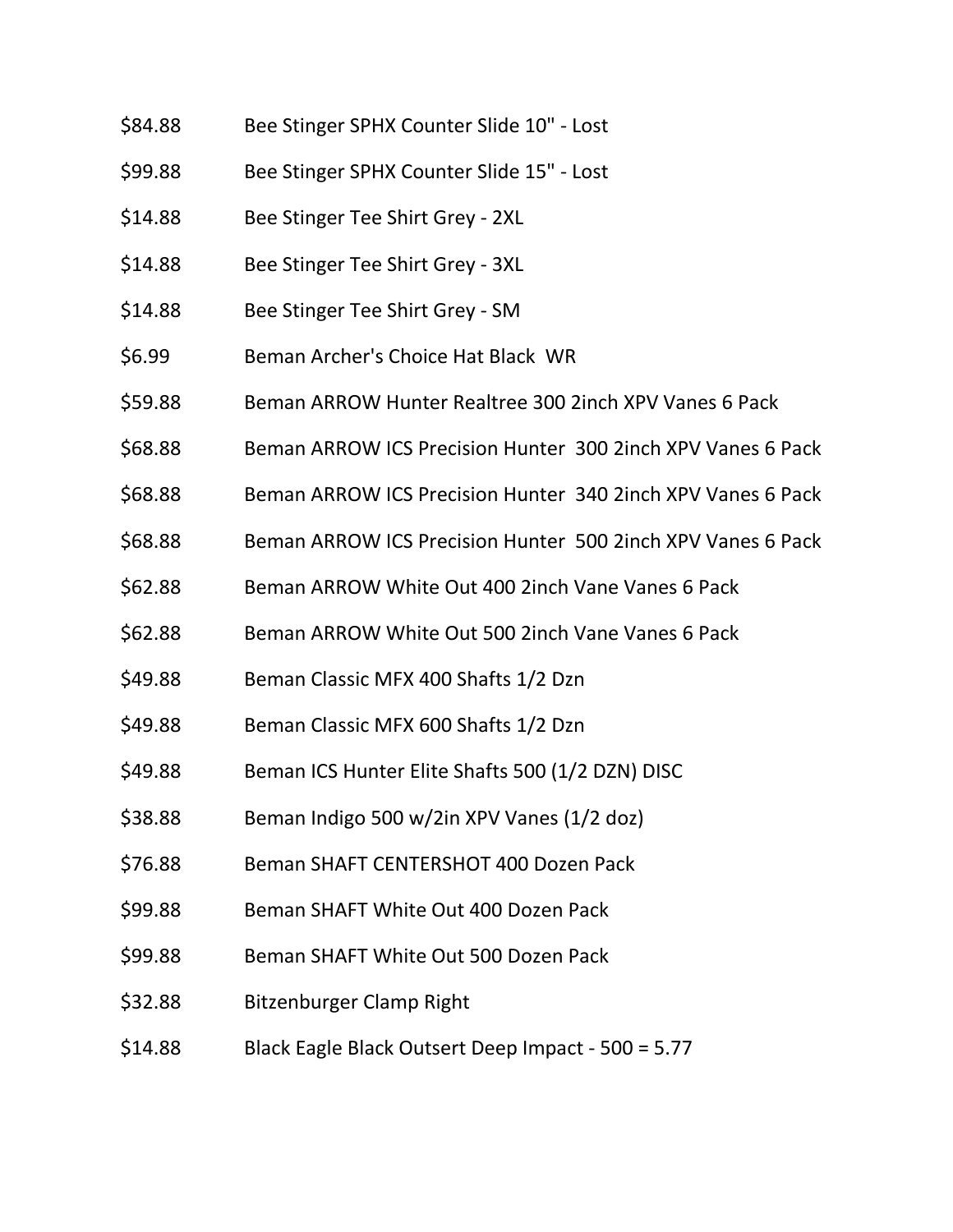| | |
|---|---|
| $84.88 | Bee Stinger SPHX Counter Slide 10" - Lost |
| $99.88 | Bee Stinger SPHX Counter Slide 15" - Lost |
| $14.88 | Bee Stinger Tee Shirt Grey - 2XL |
| $14.88 | Bee Stinger Tee Shirt Grey - 3XL |
| $14.88 | Bee Stinger Tee Shirt Grey - SM |
| $6.99 | Beman Archer's Choice Hat Black WR |
| $59.88 | Beman ARROW Hunter Realtree 300 2inch XPV Vanes 6 Pack |
| $68.88 | Beman ARROW ICS Precision Hunter 300 2inch XPV Vanes 6 Pack |
| $68.88 | Beman ARROW ICS Precision Hunter 340 2inch XPV Vanes 6 Pack |
| $68.88 | Beman ARROW ICS Precision Hunter 500 2inch XPV Vanes 6 Pack |
| $62.88 | Beman ARROW White Out 400 2inch Vane Vanes 6 Pack |
| $62.88 | Beman ARROW White Out 500 2inch Vane Vanes 6 Pack |
| $49.88 | Beman Classic MFX 400 Shafts 1/2 Dzn |
| $49.88 | Beman Classic MFX 600 Shafts 1/2 Dzn |
| $49.88 | Beman ICS Hunter Elite Shafts 500 (1/2 DZN) DISC |
| $38.88 | Beman Indigo 500 w/2in XPV Vanes (1/2 doz) |
| $76.88 | Beman SHAFT CENTERSHOT 400 Dozen Pack |
| $99.88 | Beman SHAFT White Out 400 Dozen Pack |
| $99.88 | Beman SHAFT White Out 500 Dozen Pack |
| $32.88 | Bitzenburger Clamp Right |
| $14.88 | Black Eagle Black Outsert Deep Impact - 500 = 5.77 |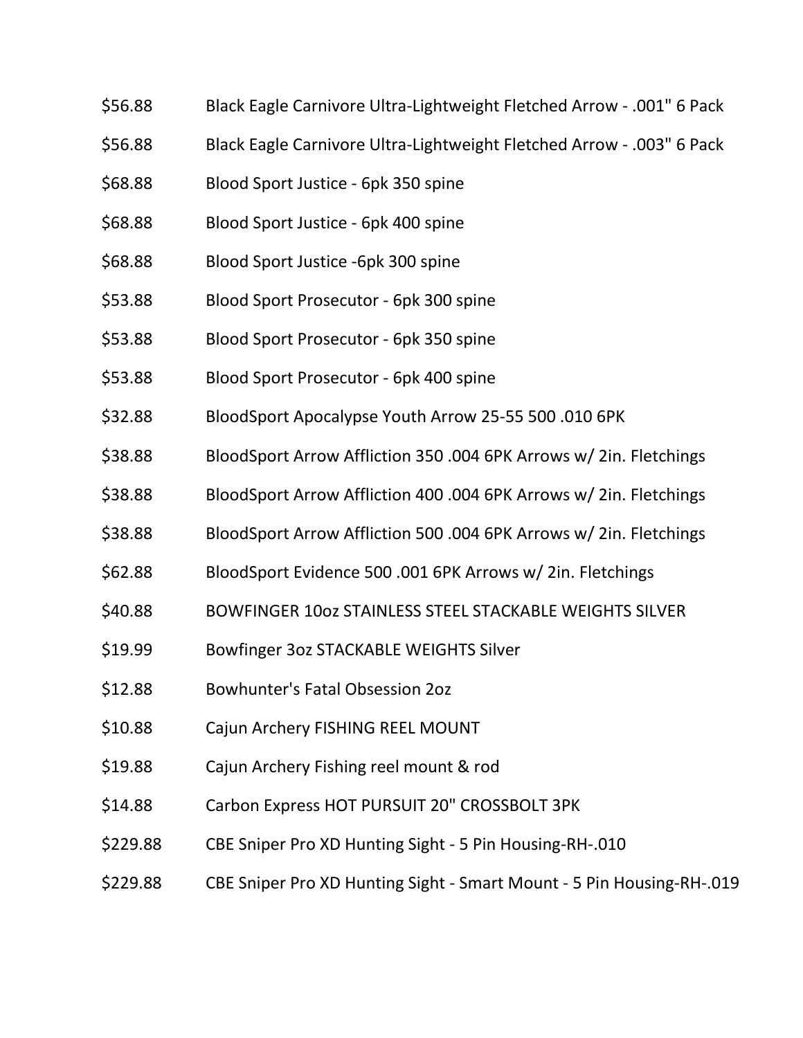| | |
|---|---|
| $56.88 | Black Eagle Carnivore Ultra-Lightweight Fletched Arrow - .001" 6 Pack |
| $56.88 | Black Eagle Carnivore Ultra-Lightweight Fletched Arrow - .003" 6 Pack |
| $68.88 | Blood Sport Justice - 6pk 350 spine |
| $68.88 | Blood Sport Justice - 6pk 400 spine |
| $68.88 | Blood Sport Justice -6pk 300 spine |
| $53.88 | Blood Sport Prosecutor - 6pk 300 spine |
| $53.88 | Blood Sport Prosecutor - 6pk 350 spine |
| $53.88 | Blood Sport Prosecutor - 6pk 400 spine |
| $32.88 | BloodSport Apocalypse Youth Arrow 25-55 500 .010 6PK |
| $38.88 | BloodSport Arrow Affliction 350 .004 6PK Arrows w/ 2in. Fletchings |
| $38.88 | BloodSport Arrow Affliction 400 .004 6PK Arrows w/ 2in. Fletchings |
| $38.88 | BloodSport Arrow Affliction 500 .004 6PK Arrows w/ 2in. Fletchings |
| $62.88 | BloodSport Evidence 500 .001 6PK Arrows w/ 2in. Fletchings |
| $40.88 | BOWFINGER 10oz STAINLESS STEEL STACKABLE WEIGHTS SILVER |
| $19.99 | Bowfinger 3oz STACKABLE WEIGHTS Silver |
| $12.88 | Bowhunter's Fatal Obsession 2oz |
| $10.88 | Cajun Archery FISHING REEL MOUNT |
| $19.88 | Cajun Archery Fishing reel mount & rod |
| $14.88 | Carbon Express HOT PURSUIT 20" CROSSBOLT 3PK |
| $229.88 | CBE Sniper Pro XD Hunting Sight - 5 Pin Housing-RH-.010 |
| $229.88 | CBE Sniper Pro XD Hunting Sight - Smart Mount - 5 Pin Housing-RH-.019 |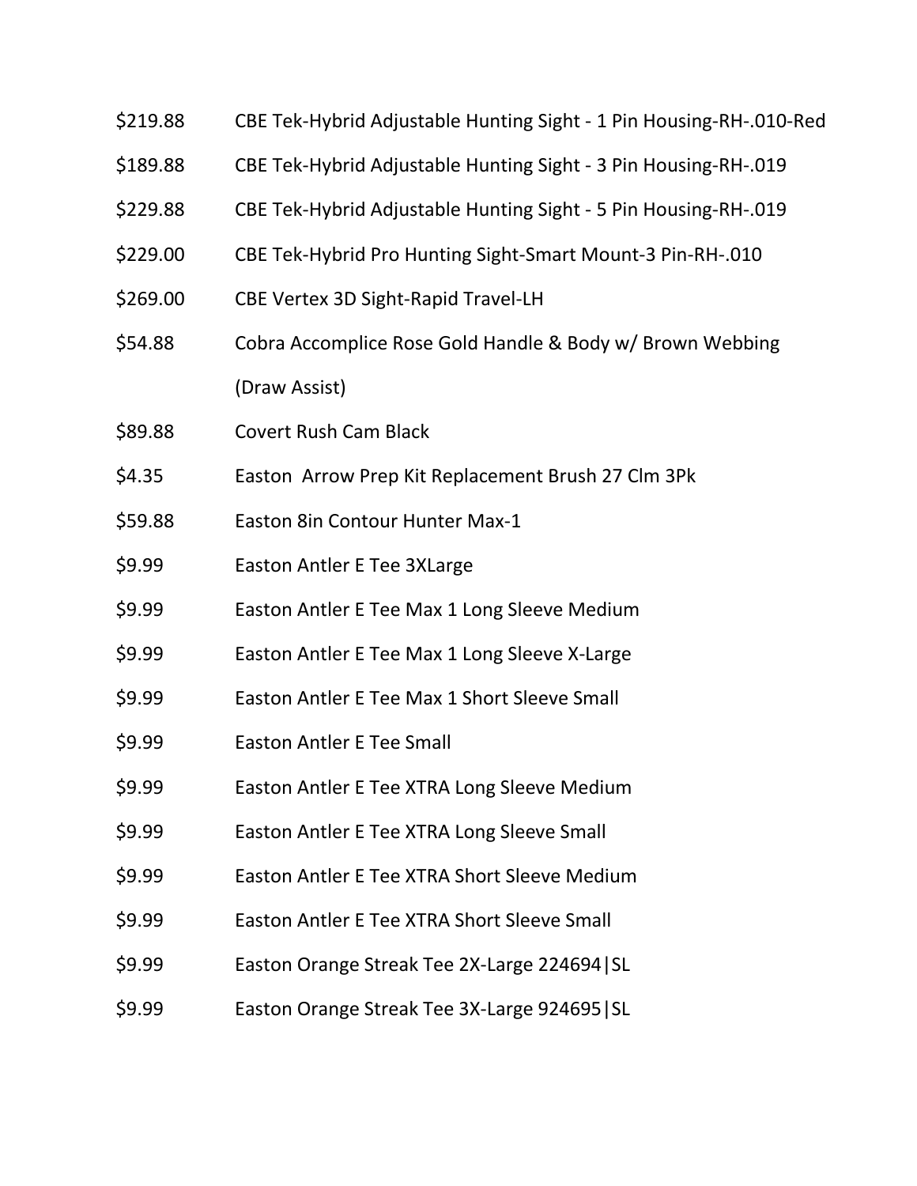$219.88 CBE Tek-Hybrid Adjustable Hunting Sight - 1 Pin Housing-RH-.010-Red

$189.88 CBE Tek-Hybrid Adjustable Hunting Sight - 3 Pin Housing-RH-.019

$229.88 CBE Tek-Hybrid Adjustable Hunting Sight - 5 Pin Housing-RH-.019

$229.00 CBE Tek-Hybrid Pro Hunting Sight-Smart Mount-3 Pin-RH-.010

$269.00 CBE Vertex 3D Sight-Rapid Travel-LH

$54.88 Cobra Accomplice Rose Gold Handle & Body w/ Brown Webbing (Draw Assist)

$89.88 Covert Rush Cam Black

$4.35 Easton Arrow Prep Kit Replacement Brush 27 Clm 3Pk

$59.88 Easton 8in Contour Hunter Max-1

$9.99 Easton Antler E Tee 3XLarge

$9.99 Easton Antler E Tee Max 1 Long Sleeve Medium

$9.99 Easton Antler E Tee Max 1 Long Sleeve X-Large

$9.99 Easton Antler E Tee Max 1 Short Sleeve Small

$9.99 Easton Antler E Tee Small

$9.99 Easton Antler E Tee XTRA Long Sleeve Medium

$9.99 Easton Antler E Tee XTRA Long Sleeve Small

$9.99 Easton Antler E Tee XTRA Short Sleeve Medium

$9.99 Easton Antler E Tee XTRA Short Sleeve Small

$9.99 Easton Orange Streak Tee 2X-Large 224694|SL

$9.99 Easton Orange Streak Tee 3X-Large 924695|SL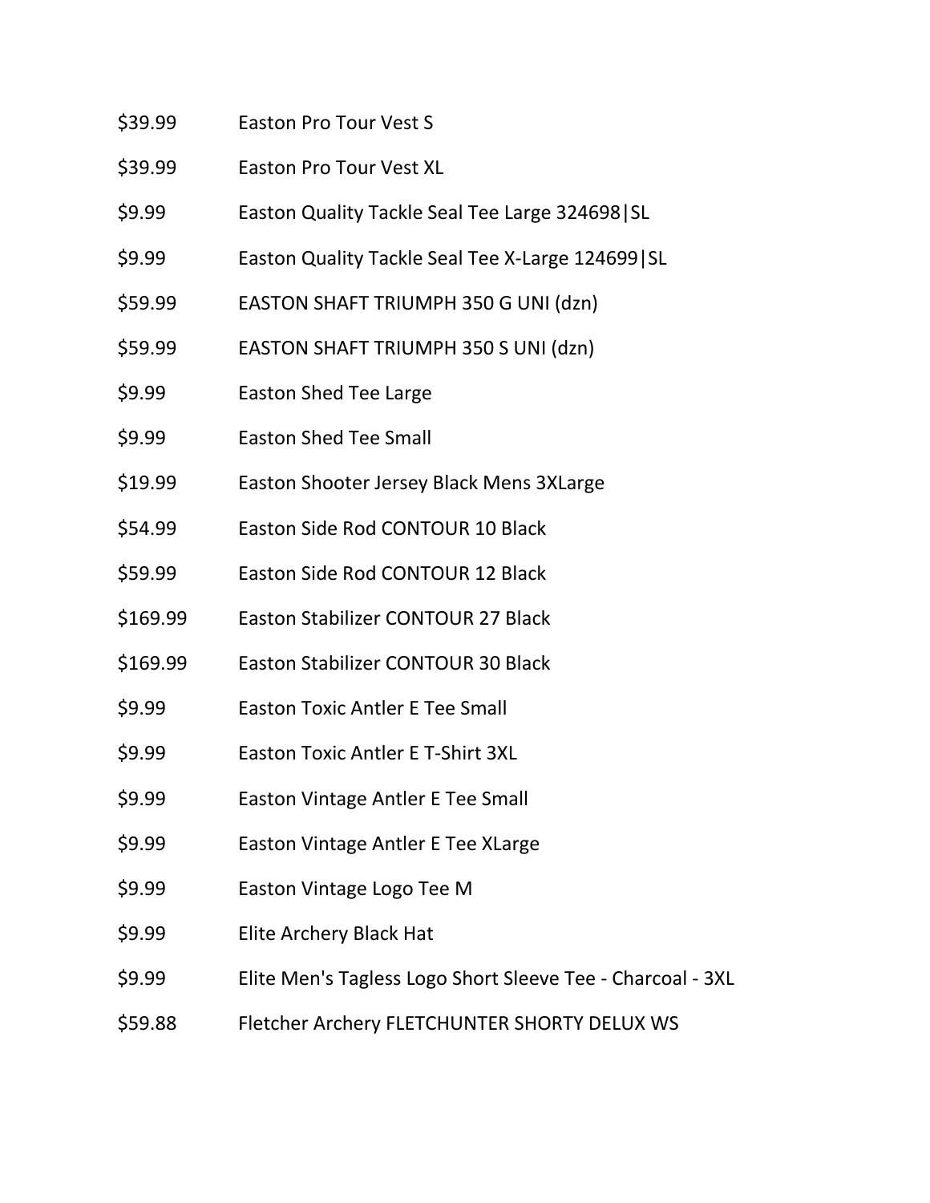| | |
|---|---|
| $39.99 | Easton Pro Tour Vest S |
| $39.99 | Easton Pro Tour Vest XL |
| $9.99 | Easton Quality Tackle Seal Tee Large 324698\|SL |
| $9.99 | Easton Quality Tackle Seal Tee X-Large 124699\|SL |
| $59.99 | EASTON SHAFT TRIUMPH 350 G UNI (dzn) |
| $59.99 | EASTON SHAFT TRIUMPH 350 S UNI (dzn) |
| $9.99 | Easton Shed Tee Large |
| $9.99 | Easton Shed Tee Small |
| $19.99 | Easton Shooter Jersey Black Mens 3XLarge |
| $54.99 | Easton Side Rod CONTOUR 10 Black |
| $59.99 | Easton Side Rod CONTOUR 12 Black |
| $169.99 | Easton Stabilizer CONTOUR 27 Black |
| $169.99 | Easton Stabilizer CONTOUR 30 Black |
| $9.99 | Easton Toxic Antler E Tee Small |
| $9.99 | Easton Toxic Antler E T-Shirt 3XL |
| $9.99 | Easton Vintage Antler E Tee Small |
| $9.99 | Easton Vintage Antler E Tee XLarge |
| $9.99 | Easton Vintage Logo Tee M |
| $9.99 | Elite Archery Black Hat |
| $9.99 | Elite Men's Tagless Logo Short Sleeve Tee - Charcoal - 3XL |
| $59.88 | Fletcher Archery FLETCHUNTER SHORTY DELUX WS |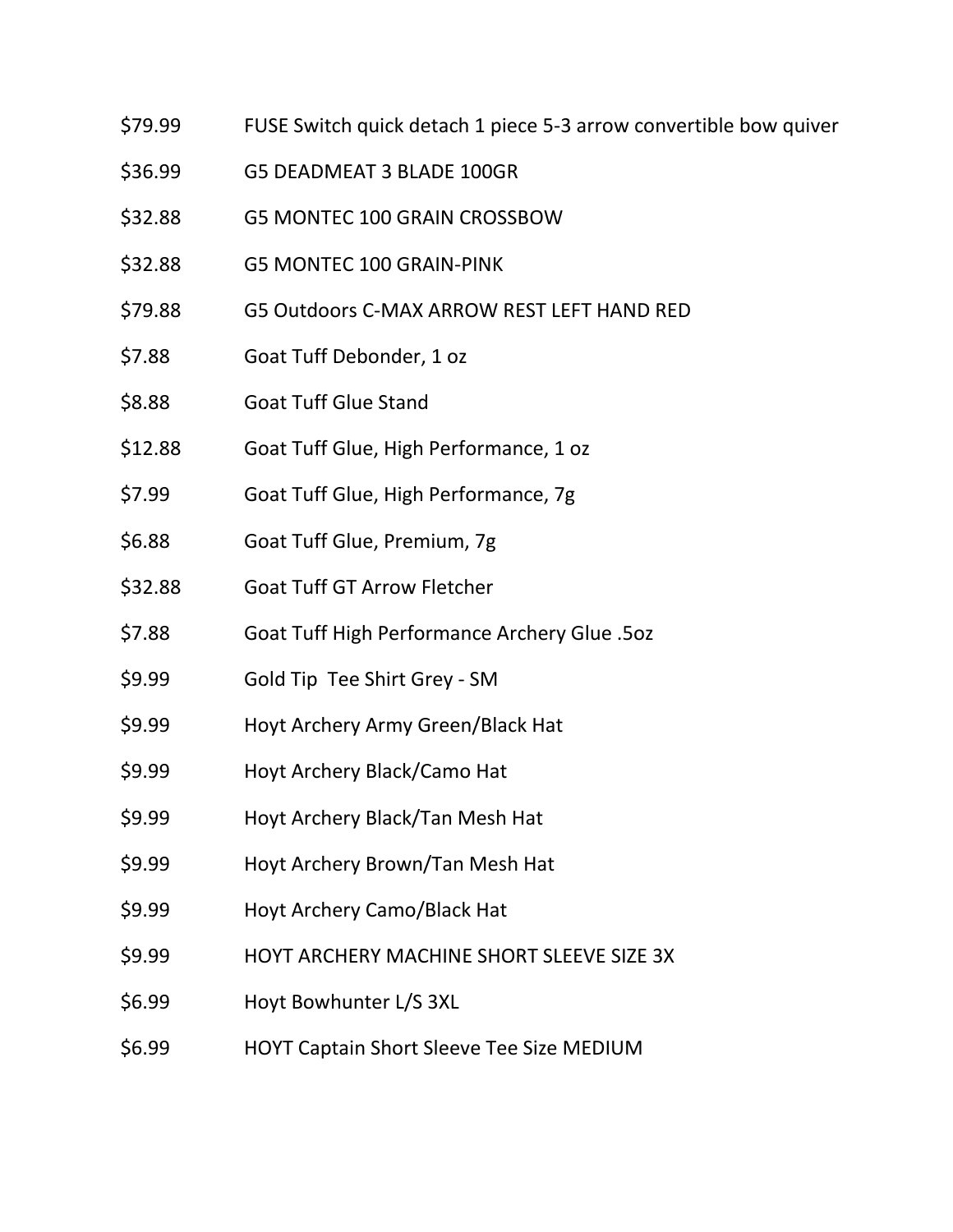| | |
|---|---|
| $79.99 | FUSE Switch quick detach 1 piece 5-3 arrow convertible bow quiver |
| $36.99 | G5 DEADMEAT 3 BLADE 100GR |
| $32.88 | G5 MONTEC 100 GRAIN CROSSBOW |
| $32.88 | G5 MONTEC 100 GRAIN-PINK |
| $79.88 | G5 Outdoors C-MAX ARROW REST LEFT HAND RED |
| $7.88 | Goat Tuff Debonder, 1 oz |
| $8.88 | Goat Tuff Glue Stand |
| $12.88 | Goat Tuff Glue, High Performance, 1 oz |
| $7.99 | Goat Tuff Glue, High Performance, 7g |
| $6.88 | Goat Tuff Glue, Premium, 7g |
| $32.88 | Goat Tuff GT Arrow Fletcher |
| $7.88 | Goat Tuff High Performance Archery Glue .5oz |
| $9.99 | Gold Tip Tee Shirt Grey - SM |
| $9.99 | Hoyt Archery Army Green/Black Hat |
| $9.99 | Hoyt Archery Black/Camo Hat |
| $9.99 | Hoyt Archery Black/Tan Mesh Hat |
| $9.99 | Hoyt Archery Brown/Tan Mesh Hat |
| $9.99 | Hoyt Archery Camo/Black Hat |
| $9.99 | HOYT ARCHERY MACHINE SHORT SLEEVE SIZE 3X |
| $6.99 | Hoyt Bowhunter L/S 3XL |
| $6.99 | HOYT Captain Short Sleeve Tee Size MEDIUM |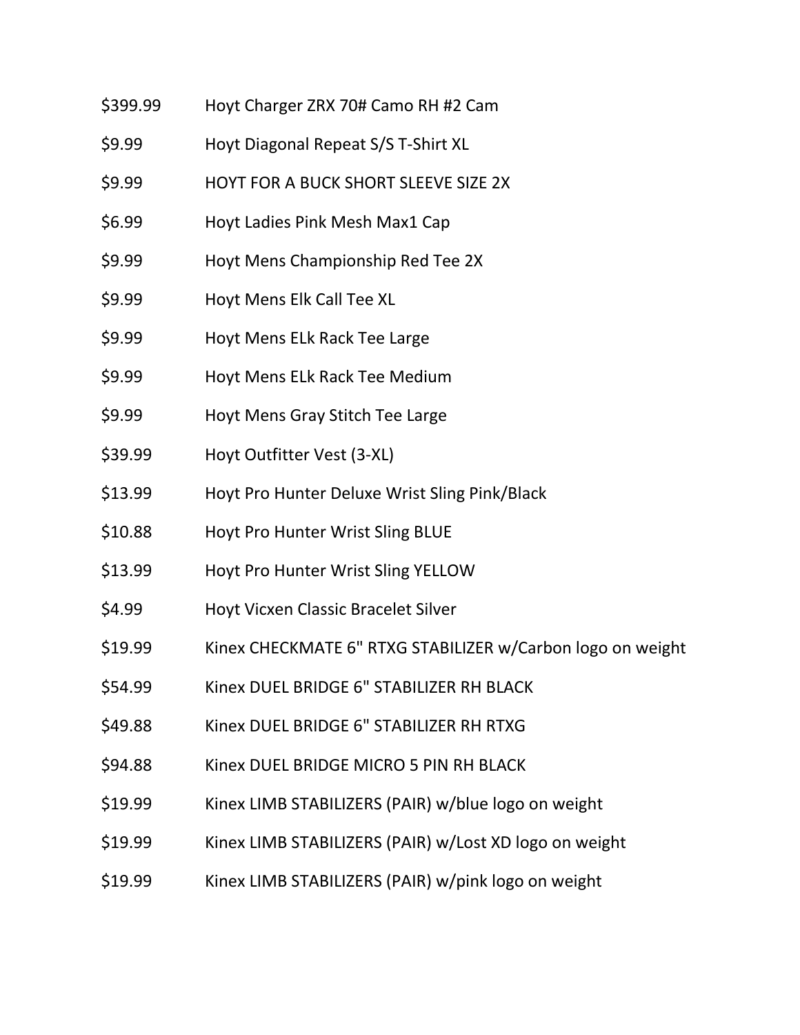| | |
|---|---|
| $399.99 | Hoyt Charger ZRX 70# Camo RH #2 Cam |
| $9.99 | Hoyt Diagonal Repeat S/S T-Shirt XL |
| $9.99 | HOYT FOR A BUCK SHORT SLEEVE SIZE 2X |
| $6.99 | Hoyt Ladies Pink Mesh Max1 Cap |
| $9.99 | Hoyt Mens Championship Red Tee 2X |
| $9.99 | Hoyt Mens Elk Call Tee XL |
| $9.99 | Hoyt Mens ELk Rack Tee Large |
| $9.99 | Hoyt Mens ELk Rack Tee Medium |
| $9.99 | Hoyt Mens Gray Stitch Tee Large |
| $39.99 | Hoyt Outfitter Vest (3-XL) |
| $13.99 | Hoyt Pro Hunter Deluxe Wrist Sling Pink/Black |
| $10.88 | Hoyt Pro Hunter Wrist Sling BLUE |
| $13.99 | Hoyt Pro Hunter Wrist Sling YELLOW |
| $4.99 | Hoyt Vicxen Classic Bracelet Silver |
| $19.99 | Kinex CHECKMATE 6" RTXG STABILIZER w/Carbon logo on weight |
| $54.99 | Kinex DUEL BRIDGE 6" STABILIZER RH BLACK |
| $49.88 | Kinex DUEL BRIDGE 6" STABILIZER RH RTXG |
| $94.88 | Kinex DUEL BRIDGE MICRO 5 PIN RH BLACK |
| $19.99 | Kinex LIMB STABILIZERS (PAIR) w/blue logo on weight |
| $19.99 | Kinex LIMB STABILIZERS (PAIR) w/Lost XD logo on weight |
| $19.99 | Kinex LIMB STABILIZERS (PAIR) w/pink logo on weight |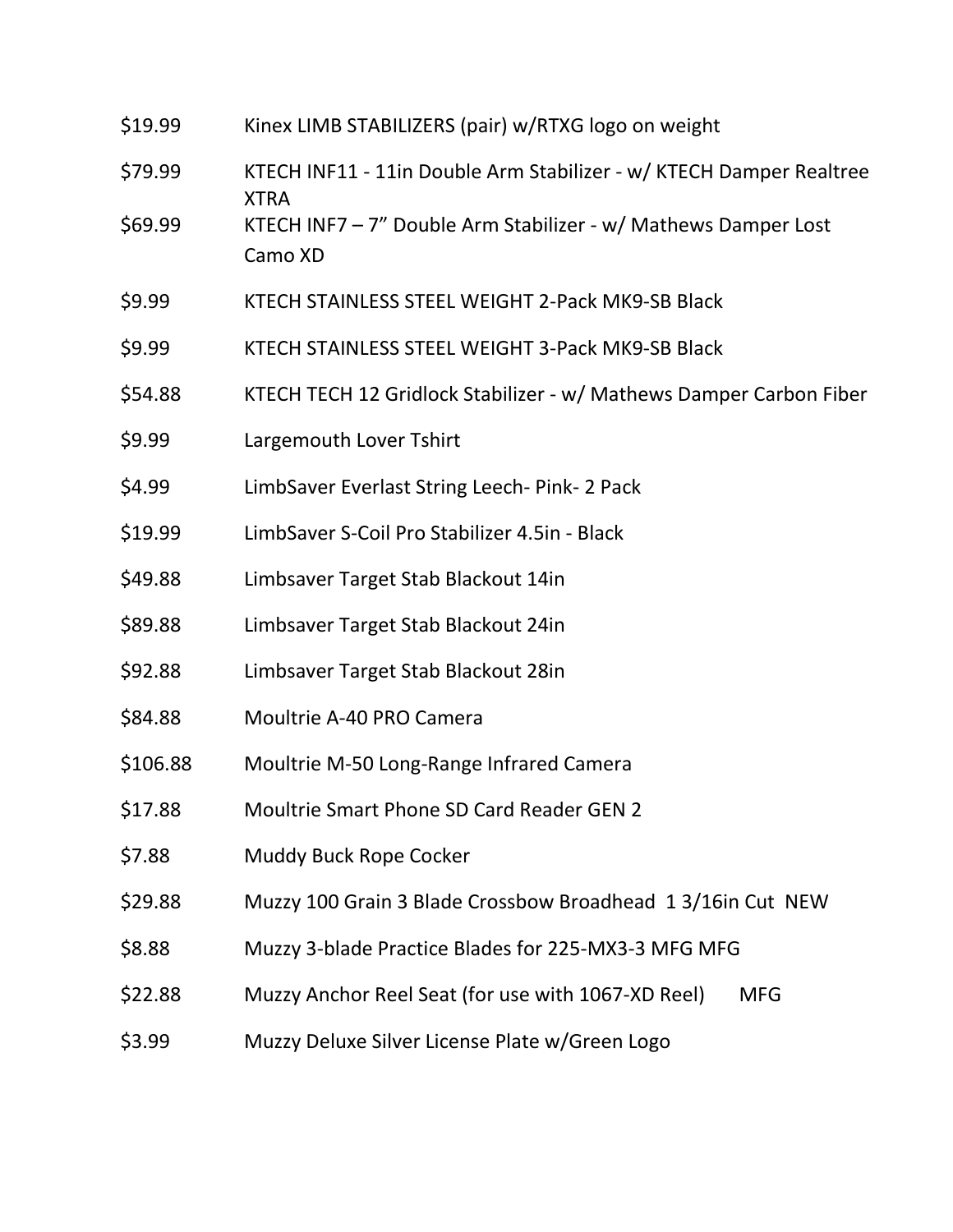| | |
|---|---|
| $19.99 | Kinex LIMB STABILIZERS (pair) w/RTXG logo on weight |
| $79.99 | KTECH INF11 - 11in Double Arm Stabilizer - w/ KTECH Damper Realtree XTRA |
| $69.99 | KTECH INF7 – 7" Double Arm Stabilizer - w/ Mathews Damper Lost Camo XD |
| $9.99 | KTECH STAINLESS STEEL WEIGHT 2-Pack MK9-SB Black |
| $9.99 | KTECH STAINLESS STEEL WEIGHT 3-Pack MK9-SB Black |
| $54.88 | KTECH TECH 12 Gridlock Stabilizer - w/ Mathews Damper Carbon Fiber |
| $9.99 | Largemouth Lover Tshirt |
| $4.99 | LimbSaver Everlast String Leech- Pink- 2 Pack |
| $19.99 | LimbSaver S-Coil Pro Stabilizer 4.5in - Black |
| $49.88 | Limbsaver Target Stab Blackout 14in |
| $89.88 | Limbsaver Target Stab Blackout 24in |
| $92.88 | Limbsaver Target Stab Blackout 28in |
| $84.88 | Moultrie A-40 PRO Camera |
| $106.88 | Moultrie M-50 Long-Range Infrared Camera |
| $17.88 | Moultrie Smart Phone SD Card Reader GEN 2 |
| $7.88 | Muddy Buck Rope Cocker |
| $29.88 | Muzzy 100 Grain 3 Blade Crossbow Broadhead 1 3/16in Cut NEW |
| $8.88 | Muzzy 3-blade Practice Blades for 225-MX3-3 MFG MFG |
| $22.88 | Muzzy Anchor Reel Seat (for use with 1067-XD Reel) MFG |
| $3.99 | Muzzy Deluxe Silver License Plate w/Green Logo |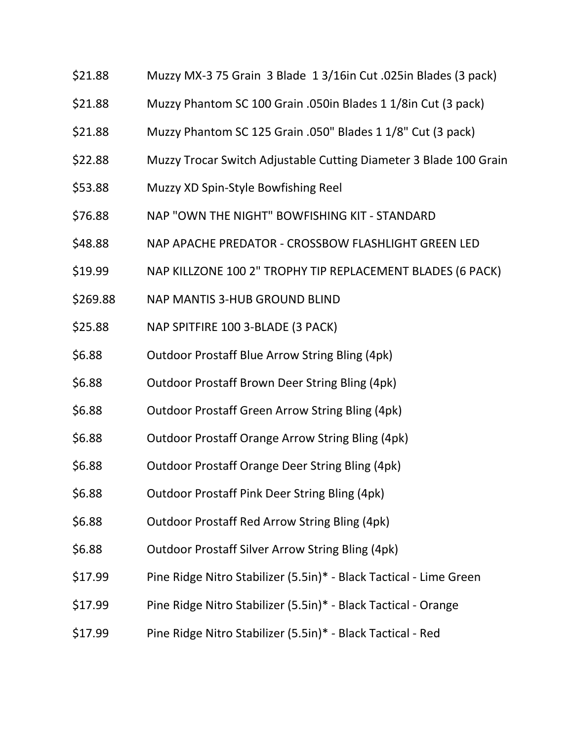$21.88 Muzzy MX-3 75 Grain 3 Blade 1 3/16in Cut .025in Blades (3 pack)

$21.88 Muzzy Phantom SC 100 Grain .050in Blades 1 1/8in Cut (3 pack)

$21.88 Muzzy Phantom SC 125 Grain .050" Blades 1 1/8" Cut (3 pack)

$22.88 Muzzy Trocar Switch Adjustable Cutting Diameter 3 Blade 100 Grain

$53.88 Muzzy XD Spin-Style Bowfishing Reel

$76.88 NAP "OWN THE NIGHT" BOWFISHING KIT - STANDARD

$48.88 NAP APACHE PREDATOR - CROSSBOW FLASHLIGHT GREEN LED

$19.99 NAP KILLZONE 100 2" TROPHY TIP REPLACEMENT BLADES (6 PACK)

$269.88 NAP MANTIS 3-HUB GROUND BLIND

$25.88 NAP SPITFIRE 100 3-BLADE (3 PACK)

$6.88 Outdoor Prostaff Blue Arrow String Bling (4pk)

$6.88 Outdoor Prostaff Brown Deer String Bling (4pk)

$6.88 Outdoor Prostaff Green Arrow String Bling (4pk)

$6.88 Outdoor Prostaff Orange Arrow String Bling (4pk)

$6.88 Outdoor Prostaff Orange Deer String Bling (4pk)

$6.88 Outdoor Prostaff Pink Deer String Bling (4pk)

$6.88 Outdoor Prostaff Red Arrow String Bling (4pk)

$6.88 Outdoor Prostaff Silver Arrow String Bling (4pk)

$17.99 Pine Ridge Nitro Stabilizer (5.5in)* - Black Tactical - Lime Green

$17.99 Pine Ridge Nitro Stabilizer (5.5in)* - Black Tactical - Orange

$17.99 Pine Ridge Nitro Stabilizer (5.5in)* - Black Tactical - Red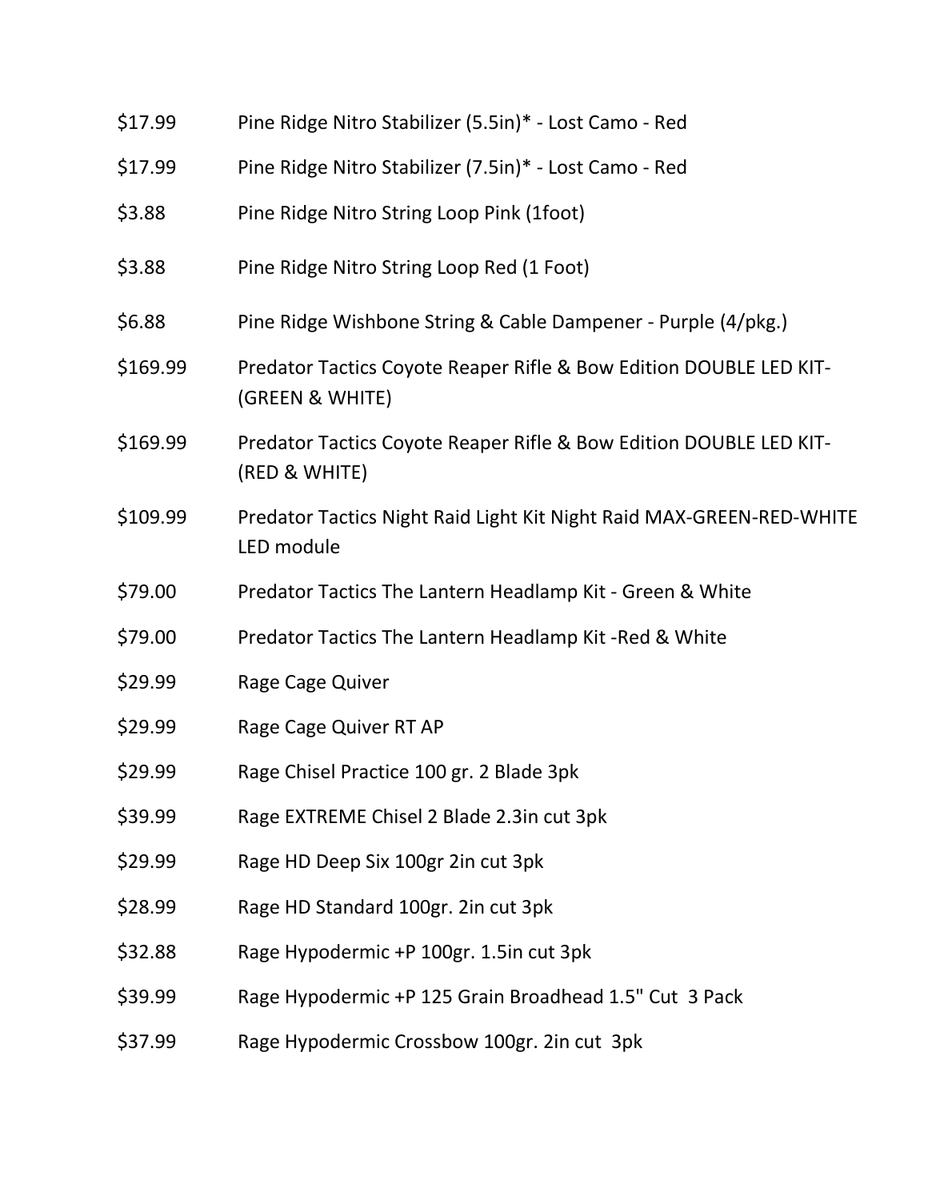| | |
|---|---|
| $17.99 | Pine Ridge Nitro Stabilizer (5.5in)* - Lost Camo - Red |
| $17.99 | Pine Ridge Nitro Stabilizer (7.5in)* - Lost Camo - Red |
| $3.88 | Pine Ridge Nitro String Loop Pink (1foot) |
| $3.88 | Pine Ridge Nitro String Loop Red (1 Foot) |
| $6.88 | Pine Ridge Wishbone String & Cable Dampener - Purple (4/pkg.) |
| $169.99 | Predator Tactics Coyote Reaper Rifle & Bow Edition DOUBLE LED KIT-(GREEN & WHITE) |
| $169.99 | Predator Tactics Coyote Reaper Rifle & Bow Edition DOUBLE LED KIT-(RED & WHITE) |
| $109.99 | Predator Tactics Night Raid Light Kit Night Raid MAX-GREEN-RED-WHITE LED module |
| $79.00 | Predator Tactics The Lantern Headlamp Kit - Green & White |
| $79.00 | Predator Tactics The Lantern Headlamp Kit -Red & White |
| $29.99 | Rage Cage Quiver |
| $29.99 | Rage Cage Quiver RT AP |
| $29.99 | Rage Chisel Practice 100 gr. 2 Blade 3pk |
| $39.99 | Rage EXTREME Chisel 2 Blade 2.3in cut 3pk |
| $29.99 | Rage HD Deep Six 100gr 2in cut 3pk |
| $28.99 | Rage HD Standard 100gr. 2in cut 3pk |
| $32.88 | Rage Hypodermic +P 100gr. 1.5in cut 3pk |
| $39.99 | Rage Hypodermic +P 125 Grain Broadhead 1.5" Cut 3 Pack |
| $37.99 | Rage Hypodermic Crossbow 100gr. 2in cut 3pk |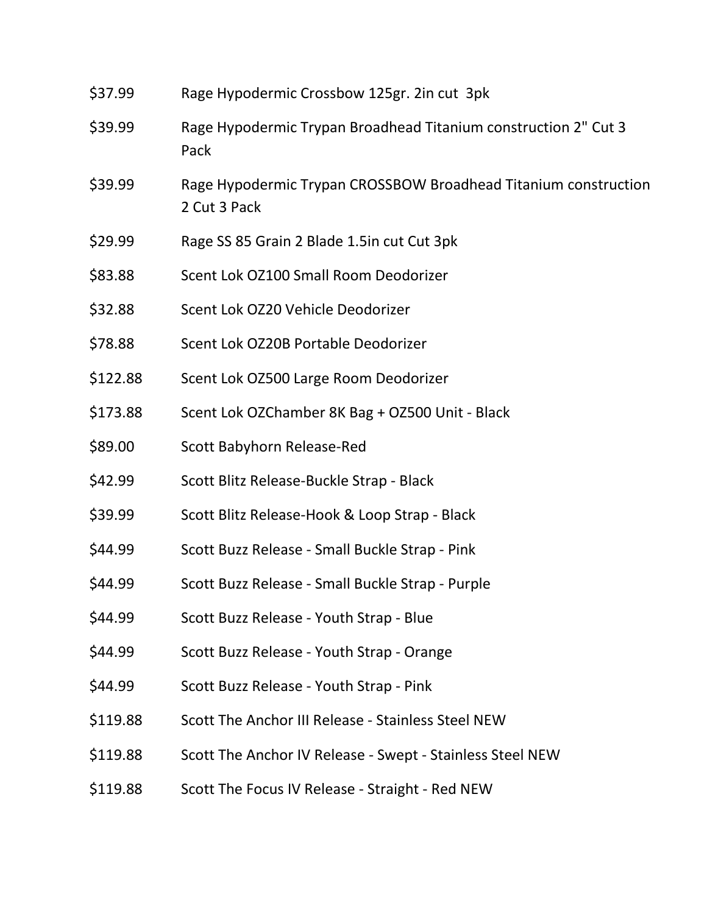| | |
|---|---|
| $37.99 | Rage Hypodermic Crossbow 125gr. 2in cut 3pk |
| $39.99 | Rage Hypodermic Trypan Broadhead Titanium construction 2" Cut 3 Pack |
| $39.99 | Rage Hypodermic Trypan CROSSBOW Broadhead Titanium construction 2 Cut 3 Pack |
| $29.99 | Rage SS 85 Grain 2 Blade 1.5in cut Cut 3pk |
| $83.88 | Scent Lok OZ100 Small Room Deodorizer |
| $32.88 | Scent Lok OZ20 Vehicle Deodorizer |
| $78.88 | Scent Lok OZ20B Portable Deodorizer |
| $122.88 | Scent Lok OZ500 Large Room Deodorizer |
| $173.88 | Scent Lok OZChamber 8K Bag + OZ500 Unit - Black |
| $89.00 | Scott Babyhorn Release-Red |
| $42.99 | Scott Blitz Release-Buckle Strap - Black |
| $39.99 | Scott Blitz Release-Hook & Loop Strap - Black |
| $44.99 | Scott Buzz Release - Small Buckle Strap - Pink |
| $44.99 | Scott Buzz Release - Small Buckle Strap - Purple |
| $44.99 | Scott Buzz Release - Youth Strap - Blue |
| $44.99 | Scott Buzz Release - Youth Strap - Orange |
| $44.99 | Scott Buzz Release - Youth Strap - Pink |
| $119.88 | Scott The Anchor III Release - Stainless Steel NEW |
| $119.88 | Scott The Anchor IV Release - Swept - Stainless Steel NEW |
| $119.88 | Scott The Focus IV Release - Straight - Red NEW |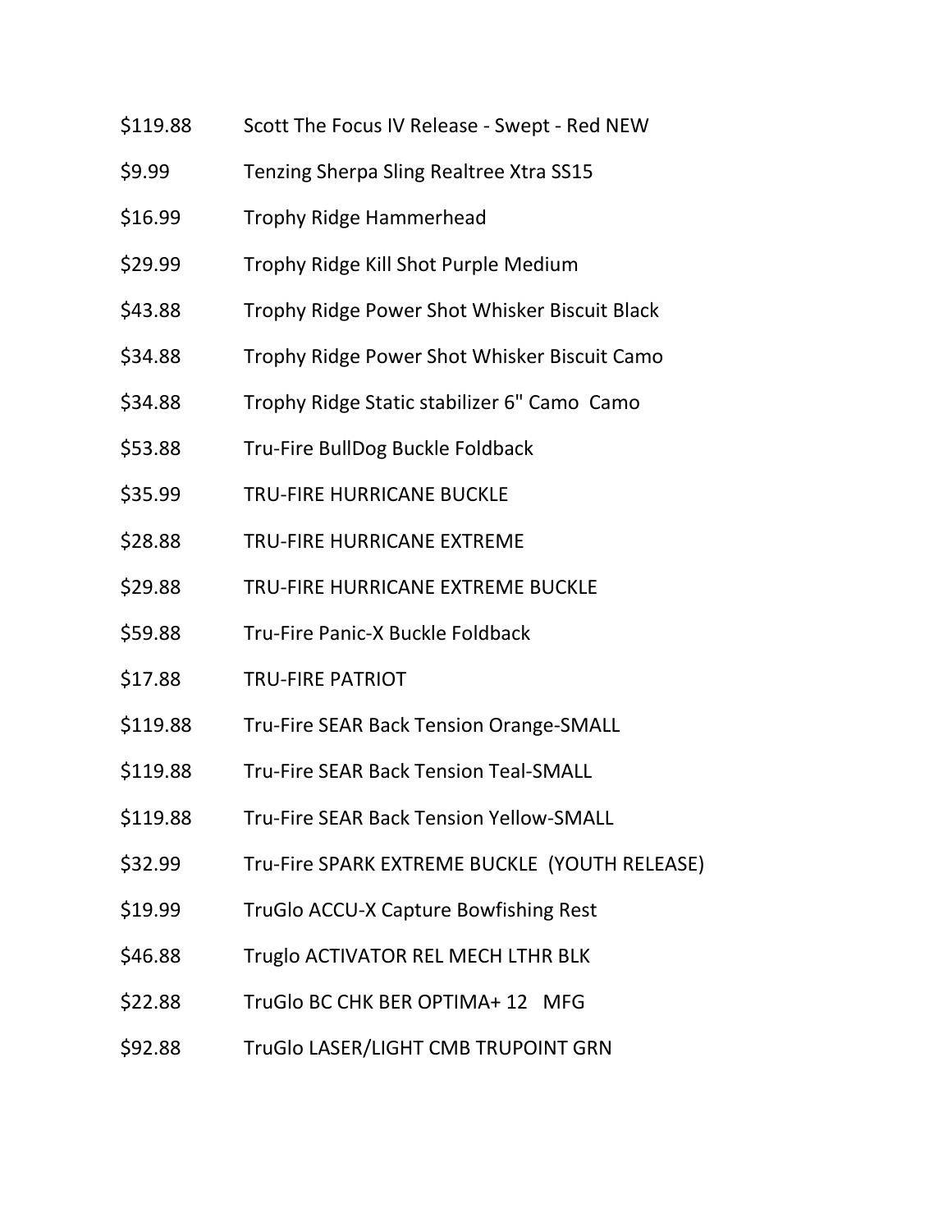| | |
|---|---|
| $119.88 | Scott The Focus IV Release - Swept - Red NEW |
| $9.99 | Tenzing Sherpa Sling Realtree Xtra SS15 |
| $16.99 | Trophy Ridge Hammerhead |
| $29.99 | Trophy Ridge Kill Shot Purple Medium |
| $43.88 | Trophy Ridge Power Shot Whisker Biscuit Black |
| $34.88 | Trophy Ridge Power Shot Whisker Biscuit Camo |
| $34.88 | Trophy Ridge Static stabilizer 6" Camo Camo |
| $53.88 | Tru-Fire BullDog Buckle Foldback |
| $35.99 | TRU-FIRE HURRICANE BUCKLE |
| $28.88 | TRU-FIRE HURRICANE EXTREME |
| $29.88 | TRU-FIRE HURRICANE EXTREME BUCKLE |
| $59.88 | Tru-Fire Panic-X Buckle Foldback |
| $17.88 | TRU-FIRE PATRIOT |
| $119.88 | Tru-Fire SEAR Back Tension Orange-SMALL |
| $119.88 | Tru-Fire SEAR Back Tension Teal-SMALL |
| $119.88 | Tru-Fire SEAR Back Tension Yellow-SMALL |
| $32.99 | Tru-Fire SPARK EXTREME BUCKLE (YOUTH RELEASE) |
| $19.99 | TruGlo ACCU-X Capture Bowfishing Rest |
| $46.88 | Truglo ACTIVATOR REL MECH LTHR BLK |
| $22.88 | TruGlo BC CHK BER OPTIMA+ 12 MFG |
| $92.88 | TruGlo LASER/LIGHT CMB TRUPOINT GRN |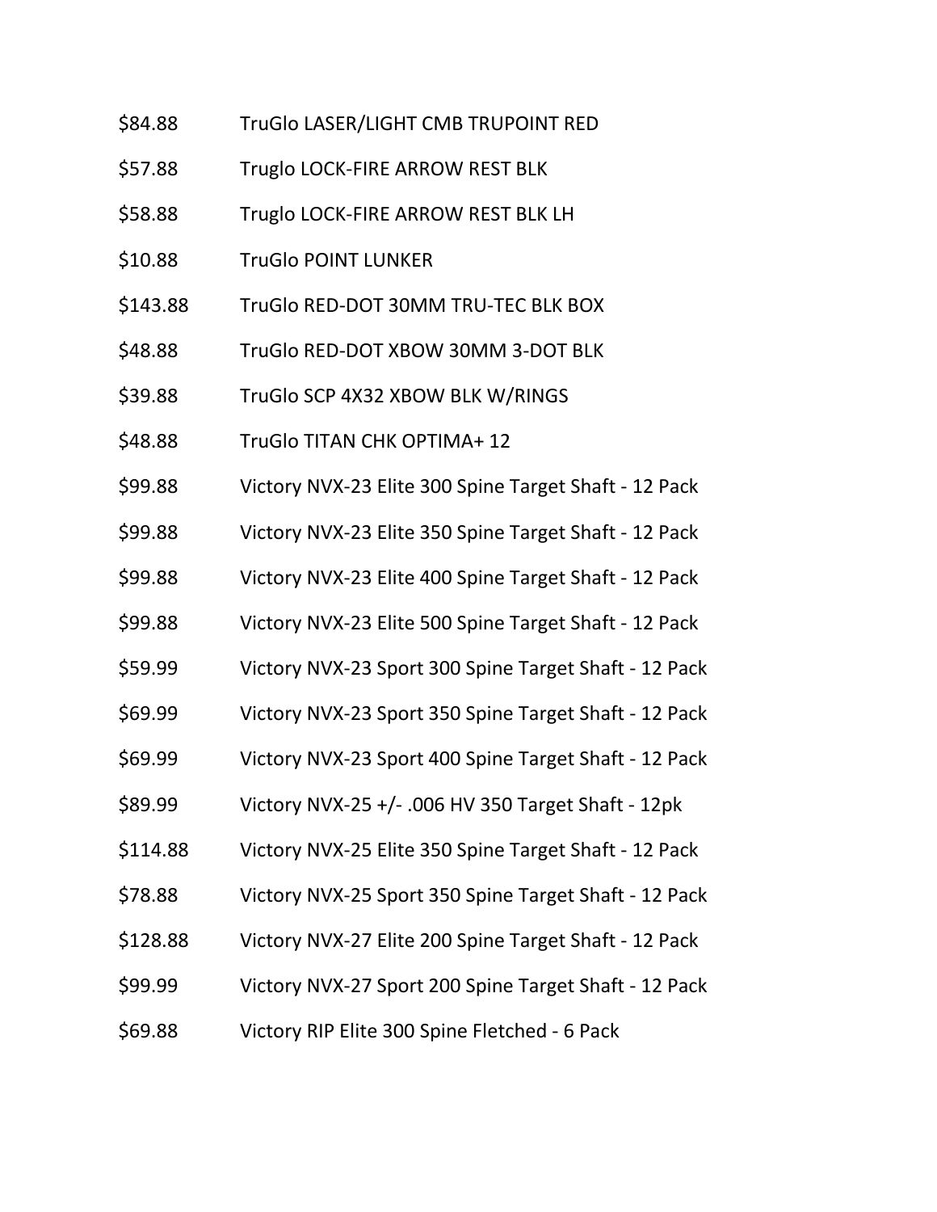$84.88 TruGlo LASER/LIGHT CMB TRUPOINT RED

$57.88 Truglo LOCK-FIRE ARROW REST BLK

$58.88 Truglo LOCK-FIRE ARROW REST BLK LH

$10.88 TruGlo POINT LUNKER

$143.88 TruGlo RED-DOT 30MM TRU-TEC BLK BOX

$48.88 TruGlo RED-DOT XBOW 30MM 3-DOT BLK

$39.88 TruGlo SCP 4X32 XBOW BLK W/RINGS

$48.88 TruGlo TITAN CHK OPTIMA+ 12

$99.88 Victory NVX-23 Elite 300 Spine Target Shaft - 12 Pack

$99.88 Victory NVX-23 Elite 350 Spine Target Shaft - 12 Pack

$99.88 Victory NVX-23 Elite 400 Spine Target Shaft - 12 Pack

$99.88 Victory NVX-23 Elite 500 Spine Target Shaft - 12 Pack

$59.99 Victory NVX-23 Sport 300 Spine Target Shaft - 12 Pack

$69.99 Victory NVX-23 Sport 350 Spine Target Shaft - 12 Pack

$69.99 Victory NVX-23 Sport 400 Spine Target Shaft - 12 Pack

$89.99 Victory NVX-25 +/- .006 HV 350 Target Shaft - 12pk

$114.88 Victory NVX-25 Elite 350 Spine Target Shaft - 12 Pack

$78.88 Victory NVX-25 Sport 350 Spine Target Shaft - 12 Pack

$128.88 Victory NVX-27 Elite 200 Spine Target Shaft - 12 Pack

$99.99 Victory NVX-27 Sport 200 Spine Target Shaft - 12 Pack

$69.88 Victory RIP Elite 300 Spine Fletched - 6 Pack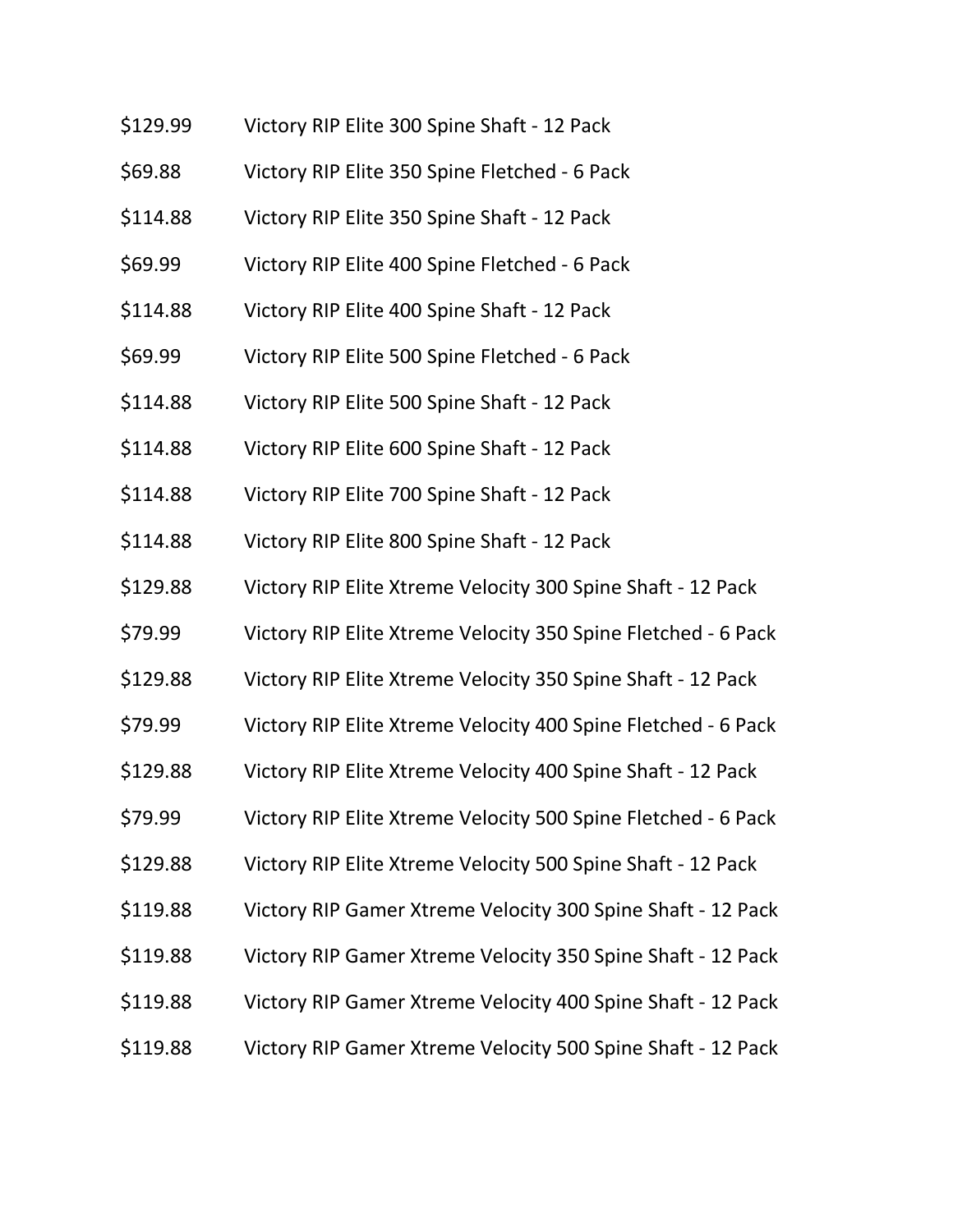| | |
|---|---|
| $129.99 | Victory RIP Elite 300 Spine Shaft - 12 Pack |
| $69.88 | Victory RIP Elite 350 Spine Fletched - 6 Pack |
| $114.88 | Victory RIP Elite 350 Spine Shaft - 12 Pack |
| $69.99 | Victory RIP Elite 400 Spine Fletched - 6 Pack |
| $114.88 | Victory RIP Elite 400 Spine Shaft - 12 Pack |
| $69.99 | Victory RIP Elite 500 Spine Fletched - 6 Pack |
| $114.88 | Victory RIP Elite 500 Spine Shaft - 12 Pack |
| $114.88 | Victory RIP Elite 600 Spine Shaft - 12 Pack |
| $114.88 | Victory RIP Elite 700 Spine Shaft - 12 Pack |
| $114.88 | Victory RIP Elite 800 Spine Shaft - 12 Pack |
| $129.88 | Victory RIP Elite Xtreme Velocity 300 Spine Shaft - 12 Pack |
| $79.99 | Victory RIP Elite Xtreme Velocity 350 Spine Fletched - 6 Pack |
| $129.88 | Victory RIP Elite Xtreme Velocity 350 Spine Shaft - 12 Pack |
| $79.99 | Victory RIP Elite Xtreme Velocity 400 Spine Fletched - 6 Pack |
| $129.88 | Victory RIP Elite Xtreme Velocity 400 Spine Shaft - 12 Pack |
| $79.99 | Victory RIP Elite Xtreme Velocity 500 Spine Fletched - 6 Pack |
| $129.88 | Victory RIP Elite Xtreme Velocity 500 Spine Shaft - 12 Pack |
| $119.88 | Victory RIP Gamer Xtreme Velocity 300 Spine Shaft - 12 Pack |
| $119.88 | Victory RIP Gamer Xtreme Velocity 350 Spine Shaft - 12 Pack |
| $119.88 | Victory RIP Gamer Xtreme Velocity 400 Spine Shaft - 12 Pack |
| $119.88 | Victory RIP Gamer Xtreme Velocity 500 Spine Shaft - 12 Pack |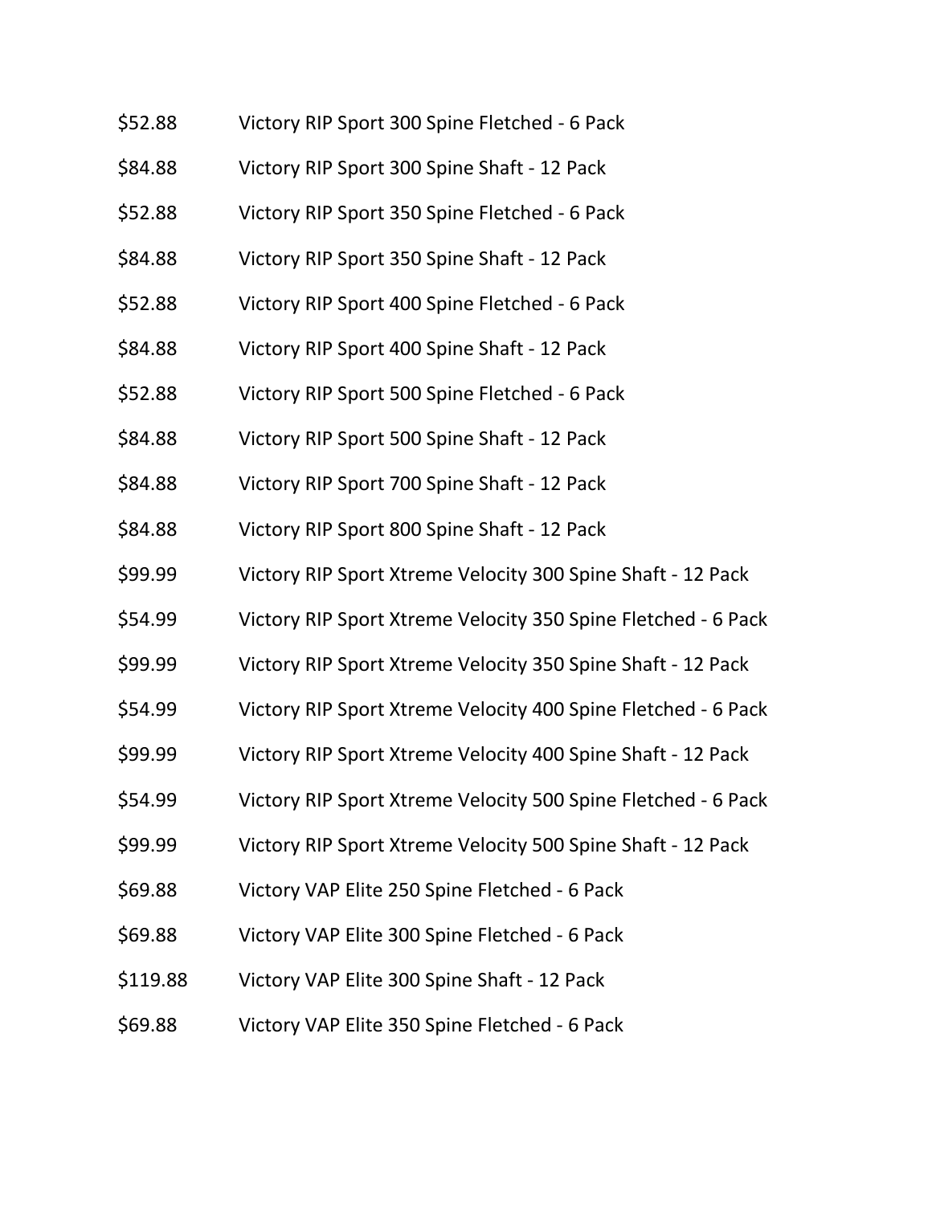| | |
|---|---|
| $52.88 | Victory RIP Sport 300 Spine Fletched - 6 Pack |
| $84.88 | Victory RIP Sport 300 Spine Shaft - 12 Pack |
| $52.88 | Victory RIP Sport 350 Spine Fletched - 6 Pack |
| $84.88 | Victory RIP Sport 350 Spine Shaft - 12 Pack |
| $52.88 | Victory RIP Sport 400 Spine Fletched - 6 Pack |
| $84.88 | Victory RIP Sport 400 Spine Shaft - 12 Pack |
| $52.88 | Victory RIP Sport 500 Spine Fletched - 6 Pack |
| $84.88 | Victory RIP Sport 500 Spine Shaft - 12 Pack |
| $84.88 | Victory RIP Sport 700 Spine Shaft - 12 Pack |
| $84.88 | Victory RIP Sport 800 Spine Shaft - 12 Pack |
| $99.99 | Victory RIP Sport Xtreme Velocity 300 Spine Shaft - 12 Pack |
| $54.99 | Victory RIP Sport Xtreme Velocity 350 Spine Fletched - 6 Pack |
| $99.99 | Victory RIP Sport Xtreme Velocity 350 Spine Shaft - 12 Pack |
| $54.99 | Victory RIP Sport Xtreme Velocity 400 Spine Fletched - 6 Pack |
| $99.99 | Victory RIP Sport Xtreme Velocity 400 Spine Shaft - 12 Pack |
| $54.99 | Victory RIP Sport Xtreme Velocity 500 Spine Fletched - 6 Pack |
| $99.99 | Victory RIP Sport Xtreme Velocity 500 Spine Shaft - 12 Pack |
| $69.88 | Victory VAP Elite 250 Spine Fletched - 6 Pack |
| $69.88 | Victory VAP Elite 300 Spine Fletched - 6 Pack |
| $119.88 | Victory VAP Elite 300 Spine Shaft - 12 Pack |
| $69.88 | Victory VAP Elite 350 Spine Fletched - 6 Pack |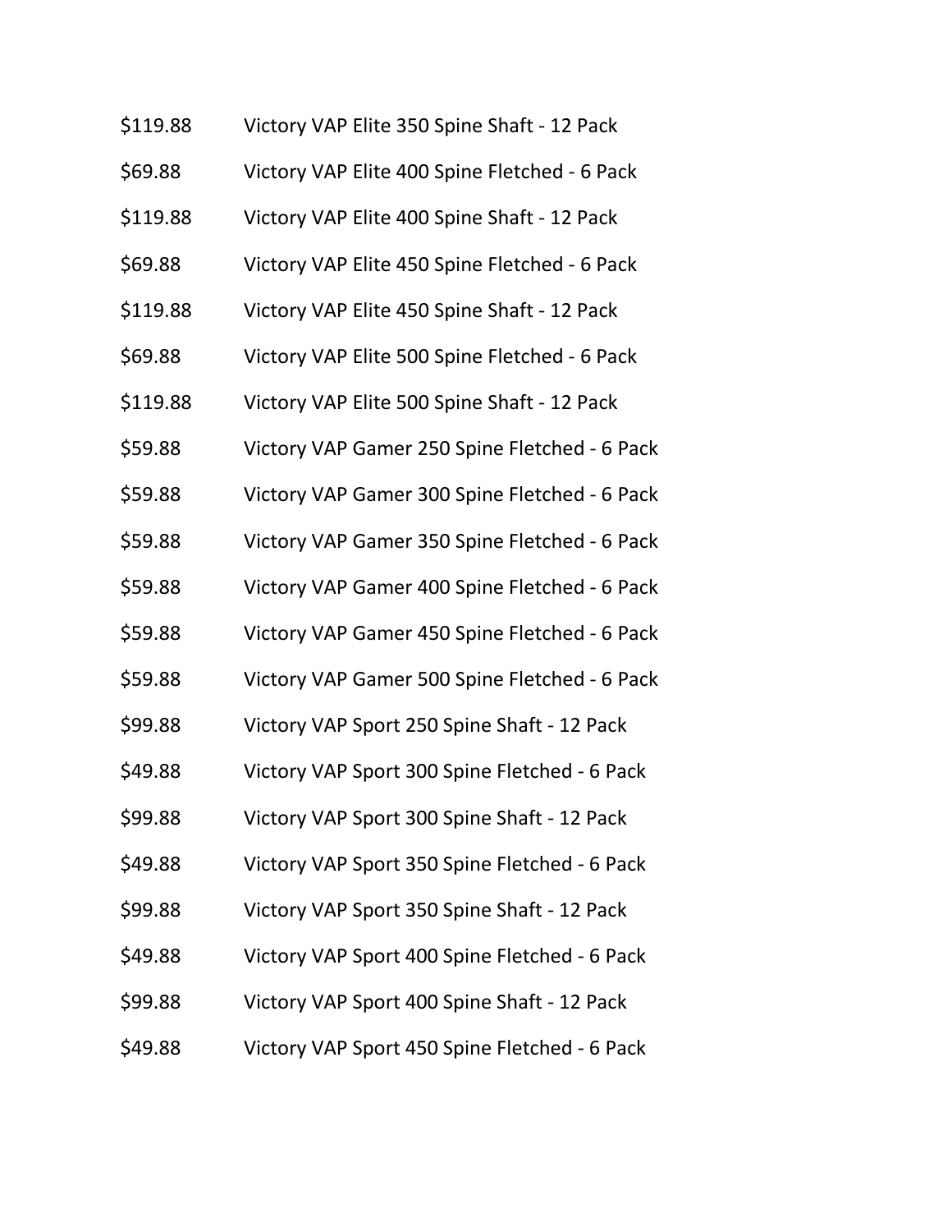| | |
|---|---|
| $119.88 | Victory VAP Elite 350 Spine Shaft - 12 Pack |
| $69.88 | Victory VAP Elite 400 Spine Fletched - 6 Pack |
| $119.88 | Victory VAP Elite 400 Spine Shaft - 12 Pack |
| $69.88 | Victory VAP Elite 450 Spine Fletched - 6 Pack |
| $119.88 | Victory VAP Elite 450 Spine Shaft - 12 Pack |
| $69.88 | Victory VAP Elite 500 Spine Fletched - 6 Pack |
| $119.88 | Victory VAP Elite 500 Spine Shaft - 12 Pack |
| $59.88 | Victory VAP Gamer 250 Spine Fletched - 6 Pack |
| $59.88 | Victory VAP Gamer 300 Spine Fletched - 6 Pack |
| $59.88 | Victory VAP Gamer 350 Spine Fletched - 6 Pack |
| $59.88 | Victory VAP Gamer 400 Spine Fletched - 6 Pack |
| $59.88 | Victory VAP Gamer 450 Spine Fletched - 6 Pack |
| $59.88 | Victory VAP Gamer 500 Spine Fletched - 6 Pack |
| $99.88 | Victory VAP Sport 250 Spine Shaft - 12 Pack |
| $49.88 | Victory VAP Sport 300 Spine Fletched - 6 Pack |
| $99.88 | Victory VAP Sport 300 Spine Shaft - 12 Pack |
| $49.88 | Victory VAP Sport 350 Spine Fletched - 6 Pack |
| $99.88 | Victory VAP Sport 350 Spine Shaft - 12 Pack |
| $49.88 | Victory VAP Sport 400 Spine Fletched - 6 Pack |
| $99.88 | Victory VAP Sport 400 Spine Shaft - 12 Pack |
| $49.88 | Victory VAP Sport 450 Spine Fletched - 6 Pack |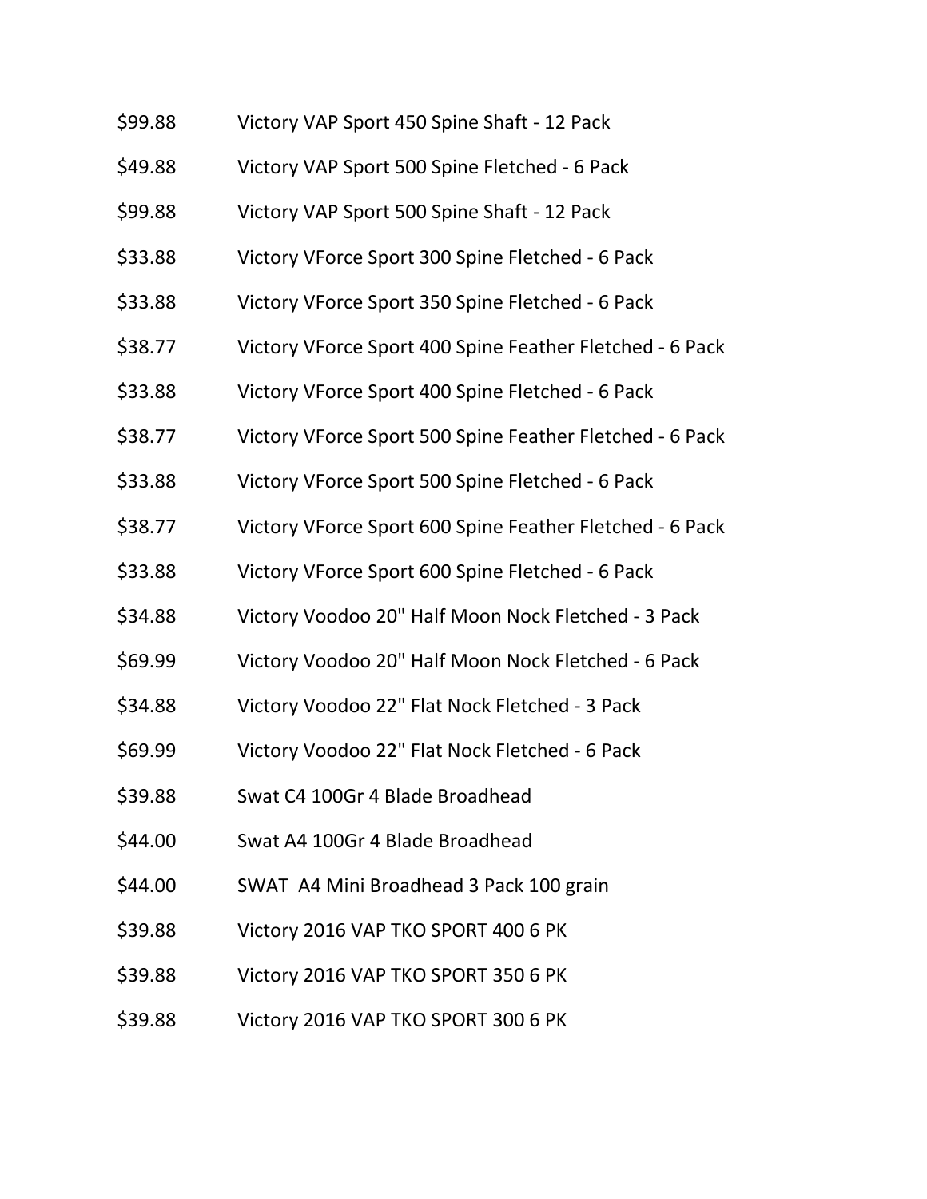| | |
|---|---|
| $99.88 | Victory VAP Sport 450 Spine Shaft - 12 Pack |
| $49.88 | Victory VAP Sport 500 Spine Fletched - 6 Pack |
| $99.88 | Victory VAP Sport 500 Spine Shaft - 12 Pack |
| $33.88 | Victory VForce Sport 300 Spine Fletched - 6 Pack |
| $33.88 | Victory VForce Sport 350 Spine Fletched - 6 Pack |
| $38.77 | Victory VForce Sport 400 Spine Feather Fletched - 6 Pack |
| $33.88 | Victory VForce Sport 400 Spine Fletched - 6 Pack |
| $38.77 | Victory VForce Sport 500 Spine Feather Fletched - 6 Pack |
| $33.88 | Victory VForce Sport 500 Spine Fletched - 6 Pack |
| $38.77 | Victory VForce Sport 600 Spine Feather Fletched - 6 Pack |
| $33.88 | Victory VForce Sport 600 Spine Fletched - 6 Pack |
| $34.88 | Victory Voodoo 20" Half Moon Nock Fletched - 3 Pack |
| $69.99 | Victory Voodoo 20" Half Moon Nock Fletched - 6 Pack |
| $34.88 | Victory Voodoo 22" Flat Nock Fletched - 3 Pack |
| $69.99 | Victory Voodoo 22" Flat Nock Fletched - 6 Pack |
| $39.88 | Swat C4 100Gr 4 Blade Broadhead |
| $44.00 | Swat A4 100Gr 4 Blade Broadhead |
| $44.00 | SWAT A4 Mini Broadhead 3 Pack 100 grain |
| $39.88 | Victory 2016 VAP TKO SPORT 400 6 PK |
| $39.88 | Victory 2016 VAP TKO SPORT 350 6 PK |
| $39.88 | Victory 2016 VAP TKO SPORT 300 6 PK |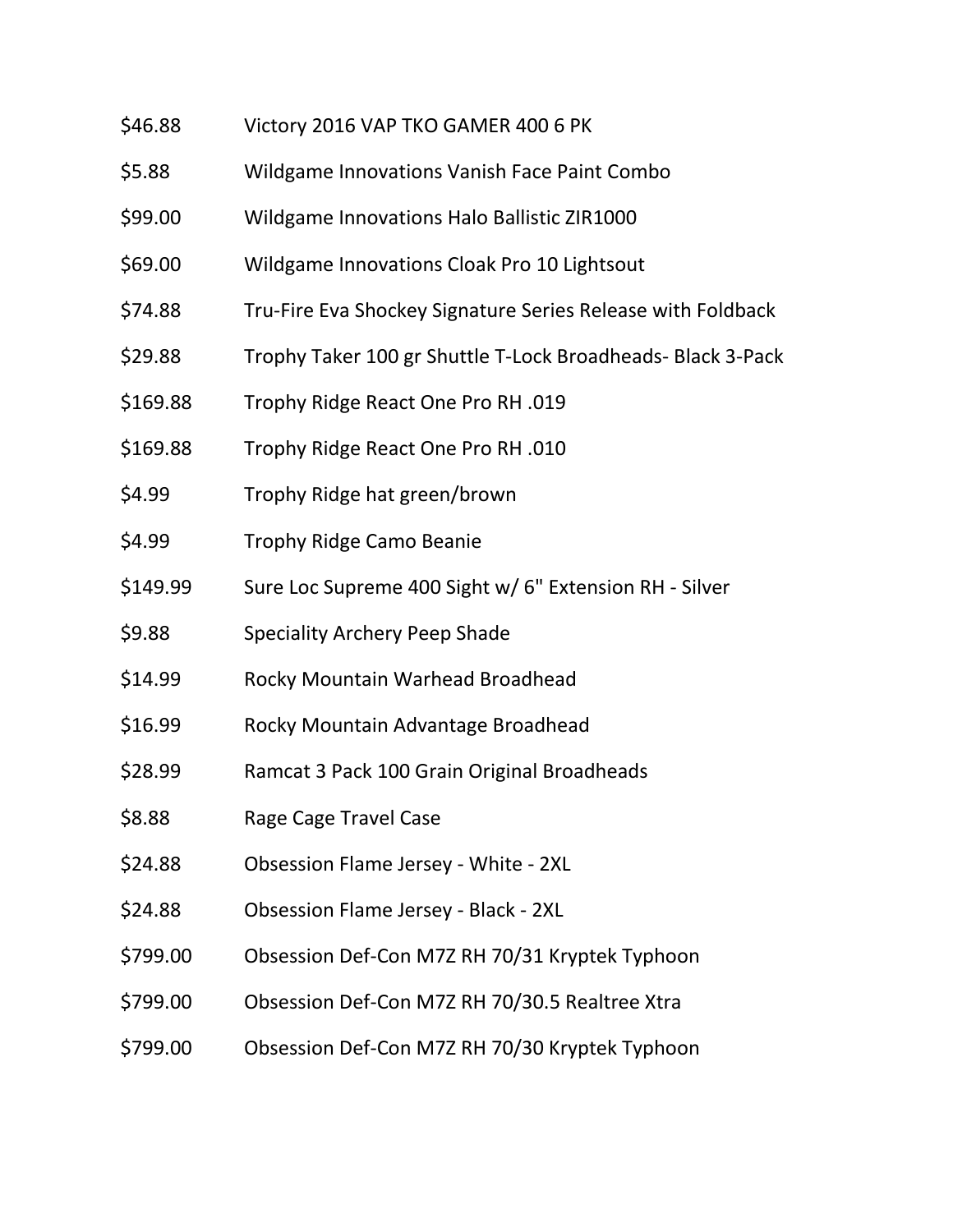| | |
|---|---|
| $46.88 | Victory 2016 VAP TKO GAMER 400 6 PK |
| $5.88 | Wildgame Innovations Vanish Face Paint Combo |
| $99.00 | Wildgame Innovations Halo Ballistic ZIR1000 |
| $69.00 | Wildgame Innovations Cloak Pro 10 Lightsout |
| $74.88 | Tru-Fire Eva Shockey Signature Series Release with Foldback |
| $29.88 | Trophy Taker 100 gr Shuttle T-Lock Broadheads- Black 3-Pack |
| $169.88 | Trophy Ridge React One Pro RH .019 |
| $169.88 | Trophy Ridge React One Pro RH .010 |
| $4.99 | Trophy Ridge hat green/brown |
| $4.99 | Trophy Ridge Camo Beanie |
| $149.99 | Sure Loc Supreme 400 Sight w/ 6" Extension RH - Silver |
| $9.88 | Speciality Archery Peep Shade |
| $14.99 | Rocky Mountain Warhead Broadhead |
| $16.99 | Rocky Mountain Advantage Broadhead |
| $28.99 | Ramcat 3 Pack 100 Grain Original Broadheads |
| $8.88 | Rage Cage Travel Case |
| $24.88 | Obsession Flame Jersey - White - 2XL |
| $24.88 | Obsession Flame Jersey - Black - 2XL |
| $799.00 | Obsession Def-Con M7Z RH 70/31 Kryptek Typhoon |
| $799.00 | Obsession Def-Con M7Z RH 70/30.5 Realtree Xtra |
| $799.00 | Obsession Def-Con M7Z RH 70/30 Kryptek Typhoon |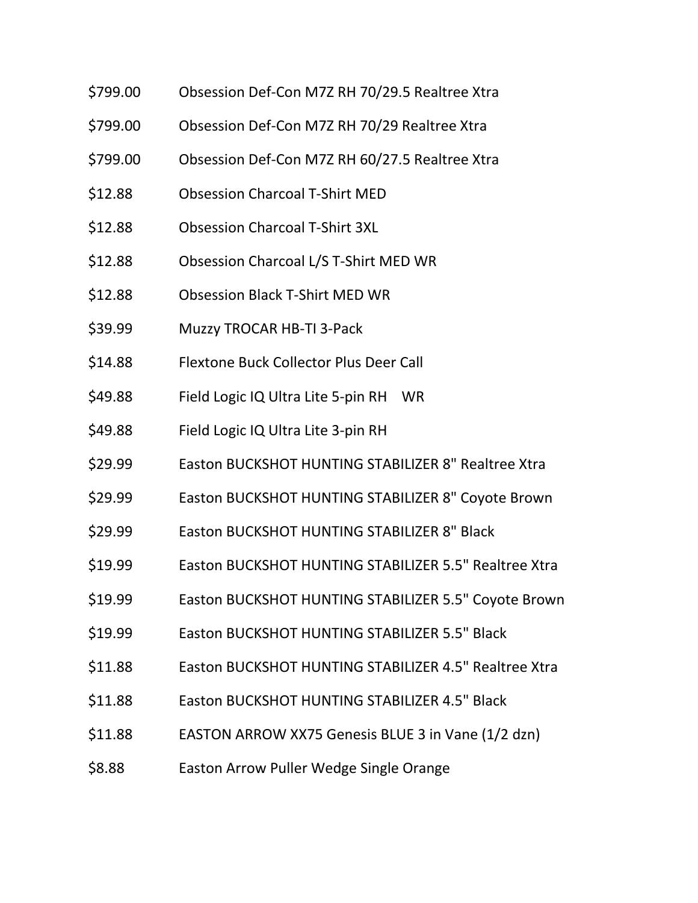| | |
|---|---|
| $799.00 | Obsession Def-Con M7Z RH 70/29.5 Realtree Xtra |
| $799.00 | Obsession Def-Con M7Z RH 70/29 Realtree Xtra |
| $799.00 | Obsession Def-Con M7Z RH 60/27.5 Realtree Xtra |
| $12.88 | Obsession Charcoal T-Shirt MED |
| $12.88 | Obsession Charcoal T-Shirt 3XL |
| $12.88 | Obsession Charcoal L/S T-Shirt MED WR |
| $12.88 | Obsession Black T-Shirt MED WR |
| $39.99 | Muzzy TROCAR HB-TI 3-Pack |
| $14.88 | Flextone Buck Collector Plus Deer Call |
| $49.88 | Field Logic IQ Ultra Lite 5-pin RH WR |
| $49.88 | Field Logic IQ Ultra Lite 3-pin RH |
| $29.99 | Easton BUCKSHOT HUNTING STABILIZER 8" Realtree Xtra |
| $29.99 | Easton BUCKSHOT HUNTING STABILIZER 8" Coyote Brown |
| $29.99 | Easton BUCKSHOT HUNTING STABILIZER 8" Black |
| $19.99 | Easton BUCKSHOT HUNTING STABILIZER 5.5" Realtree Xtra |
| $19.99 | Easton BUCKSHOT HUNTING STABILIZER 5.5" Coyote Brown |
| $19.99 | Easton BUCKSHOT HUNTING STABILIZER 5.5" Black |
| $11.88 | Easton BUCKSHOT HUNTING STABILIZER 4.5" Realtree Xtra |
| $11.88 | Easton BUCKSHOT HUNTING STABILIZER 4.5" Black |
| $11.88 | EASTON ARROW XX75 Genesis BLUE 3 in Vane (1/2 dzn) |
| $8.88 | Easton Arrow Puller Wedge Single Orange |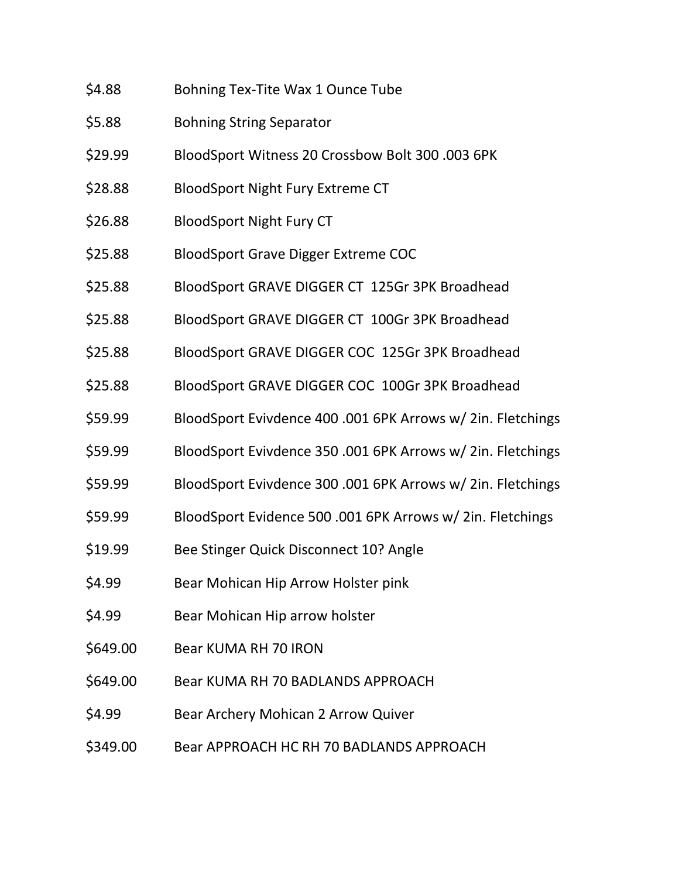| | |
|---|---|
| $4.88 | Bohning Tex-Tite Wax 1 Ounce Tube |
| $5.88 | Bohning String Separator |
| $29.99 | BloodSport Witness 20 Crossbow Bolt 300 .003 6PK |
| $28.88 | BloodSport Night Fury Extreme CT |
| $26.88 | BloodSport Night Fury CT |
| $25.88 | BloodSport Grave Digger Extreme COC |
| $25.88 | BloodSport GRAVE DIGGER CT 125Gr 3PK Broadhead |
| $25.88 | BloodSport GRAVE DIGGER CT 100Gr 3PK Broadhead |
| $25.88 | BloodSport GRAVE DIGGER COC 125Gr 3PK Broadhead |
| $25.88 | BloodSport GRAVE DIGGER COC 100Gr 3PK Broadhead |
| $59.99 | BloodSport Evivdence 400 .001 6PK Arrows w/ 2in. Fletchings |
| $59.99 | BloodSport Evivdence 350 .001 6PK Arrows w/ 2in. Fletchings |
| $59.99 | BloodSport Evivdence 300 .001 6PK Arrows w/ 2in. Fletchings |
| $59.99 | BloodSport Evidence 500 .001 6PK Arrows w/ 2in. Fletchings |
| $19.99 | Bee Stinger Quick Disconnect 10? Angle |
| $4.99 | Bear Mohican Hip Arrow Holster pink |
| $4.99 | Bear Mohican Hip arrow holster |
| $649.00 | Bear KUMA RH 70 IRON |
| $649.00 | Bear KUMA RH 70 BADLANDS APPROACH |
| $4.99 | Bear Archery Mohican 2 Arrow Quiver |
| $349.00 | Bear APPROACH HC RH 70 BADLANDS APPROACH |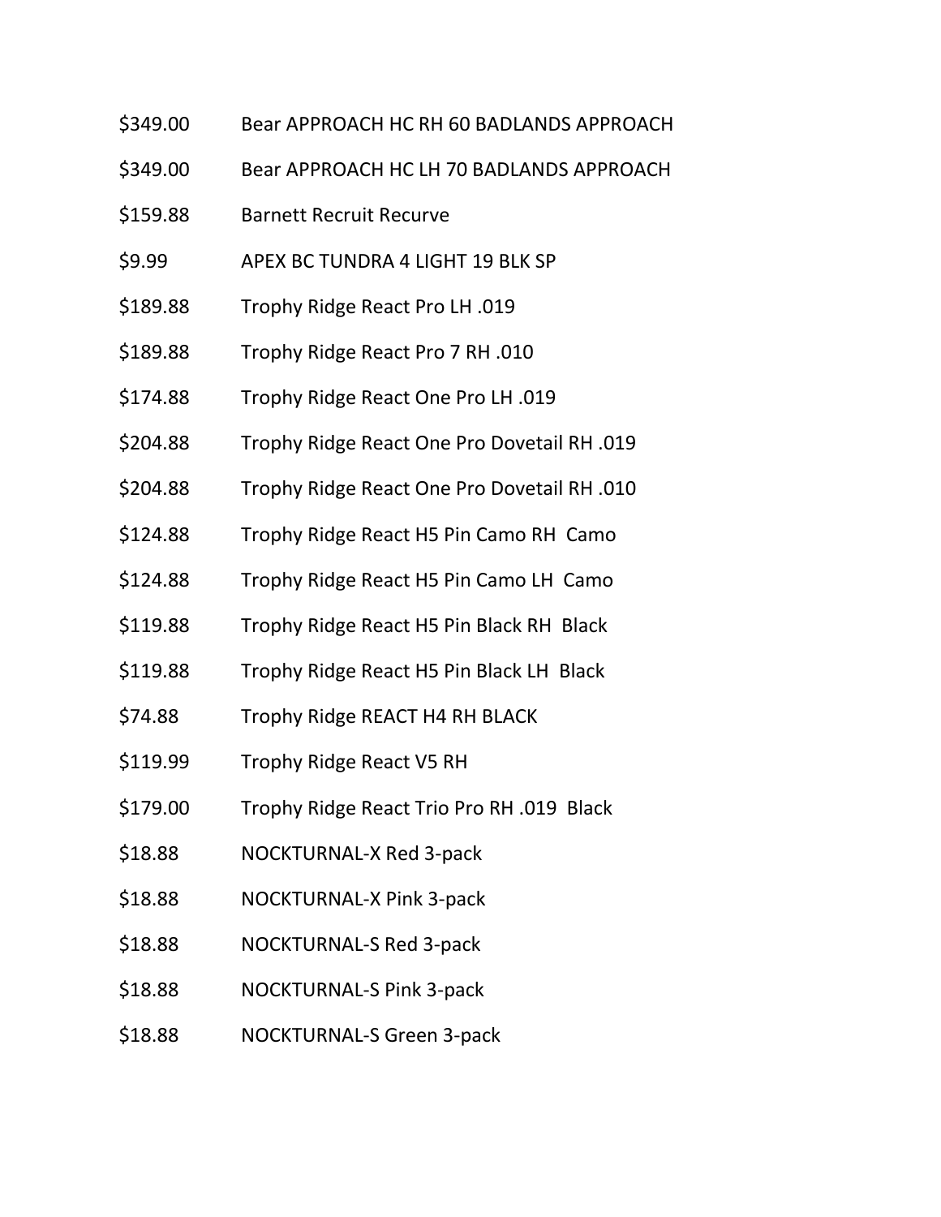| | |
|---|---|
| $349.00 | Bear APPROACH HC RH 60 BADLANDS APPROACH |
| $349.00 | Bear APPROACH HC LH 70 BADLANDS APPROACH |
| $159.88 | Barnett Recruit Recurve |
| $9.99 | APEX BC TUNDRA 4 LIGHT 19 BLK SP |
| $189.88 | Trophy Ridge React Pro LH .019 |
| $189.88 | Trophy Ridge React Pro 7 RH .010 |
| $174.88 | Trophy Ridge React One Pro LH .019 |
| $204.88 | Trophy Ridge React One Pro Dovetail RH .019 |
| $204.88 | Trophy Ridge React One Pro Dovetail RH .010 |
| $124.88 | Trophy Ridge React H5 Pin Camo RH Camo |
| $124.88 | Trophy Ridge React H5 Pin Camo LH Camo |
| $119.88 | Trophy Ridge React H5 Pin Black RH Black |
| $119.88 | Trophy Ridge React H5 Pin Black LH Black |
| $74.88 | Trophy Ridge REACT H4 RH BLACK |
| $119.99 | Trophy Ridge React V5 RH |
| $179.00 | Trophy Ridge React Trio Pro RH .019 Black |
| $18.88 | NOCKTURNAL-X Red 3-pack |
| $18.88 | NOCKTURNAL-X Pink 3-pack |
| $18.88 | NOCKTURNAL-S Red 3-pack |
| $18.88 | NOCKTURNAL-S Pink 3-pack |
| $18.88 | NOCKTURNAL-S Green 3-pack |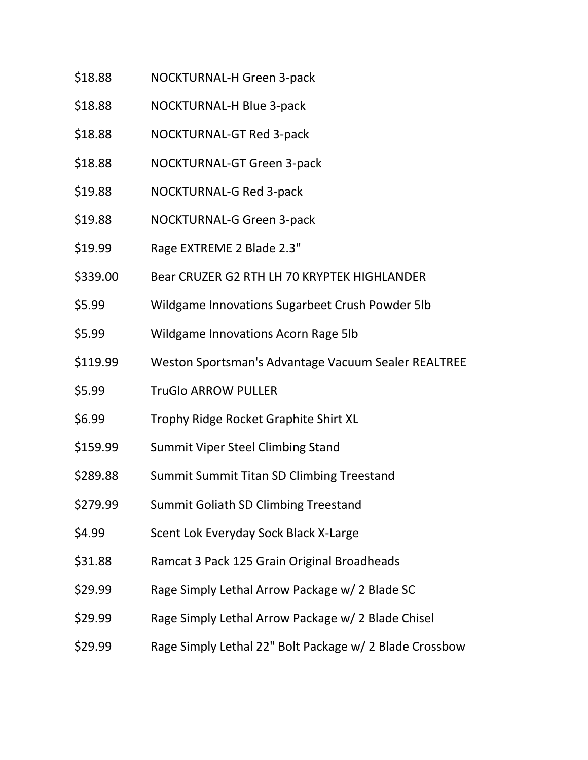| | |
|---|---|
| $18.88 | NOCKTURNAL-H Green 3-pack |
| $18.88 | NOCKTURNAL-H Blue 3-pack |
| $18.88 | NOCKTURNAL-GT Red 3-pack |
| $18.88 | NOCKTURNAL-GT Green 3-pack |
| $19.88 | NOCKTURNAL-G Red 3-pack |
| $19.88 | NOCKTURNAL-G Green 3-pack |
| $19.99 | Rage EXTREME 2 Blade 2.3" |
| $339.00 | Bear CRUZER G2 RTH LH 70 KRYPTEK HIGHLANDER |
| $5.99 | Wildgame Innovations Sugarbeet Crush Powder 5lb |
| $5.99 | Wildgame Innovations Acorn Rage 5lb |
| $119.99 | Weston Sportsman's Advantage Vacuum Sealer REALTREE |
| $5.99 | TruGlo ARROW PULLER |
| $6.99 | Trophy Ridge Rocket Graphite Shirt XL |
| $159.99 | Summit Viper Steel Climbing Stand |
| $289.88 | Summit Summit Titan SD Climbing Treestand |
| $279.99 | Summit Goliath SD Climbing Treestand |
| $4.99 | Scent Lok Everyday Sock Black X-Large |
| $31.88 | Ramcat 3 Pack 125 Grain Original Broadheads |
| $29.99 | Rage Simply Lethal Arrow Package w/ 2 Blade SC |
| $29.99 | Rage Simply Lethal Arrow Package w/ 2 Blade Chisel |
| $29.99 | Rage Simply Lethal 22" Bolt Package w/ 2 Blade Crossbow |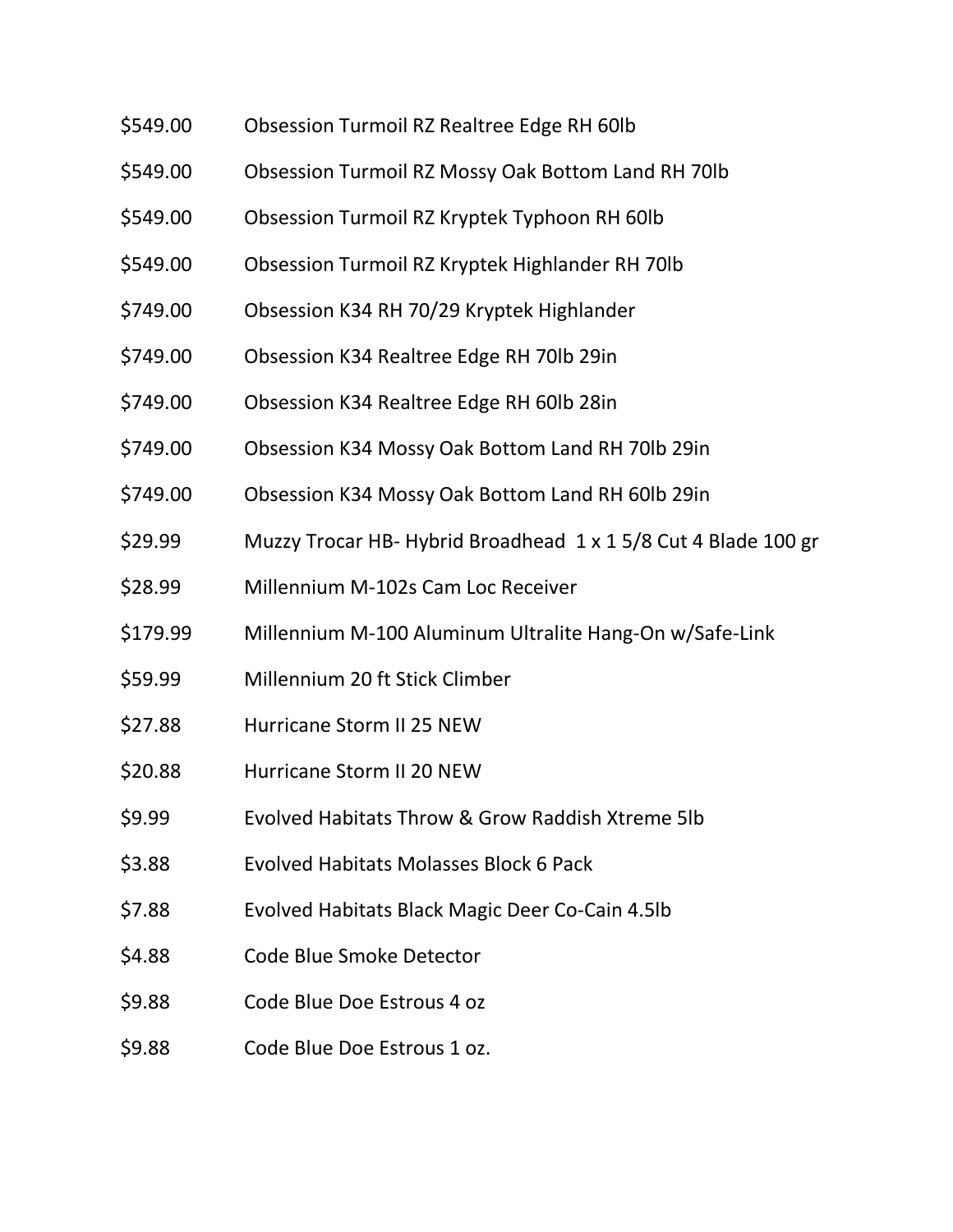| | |
|---|---|
| $549.00 | Obsession Turmoil RZ Realtree Edge RH 60lb |
| $549.00 | Obsession Turmoil RZ Mossy Oak Bottom Land RH 70lb |
| $549.00 | Obsession Turmoil RZ Kryptek Typhoon RH 60lb |
| $549.00 | Obsession Turmoil RZ Kryptek Highlander RH 70lb |
| $749.00 | Obsession K34 RH 70/29 Kryptek Highlander |
| $749.00 | Obsession K34 Realtree Edge RH 70lb 29in |
| $749.00 | Obsession K34 Realtree Edge RH 60lb 28in |
| $749.00 | Obsession K34 Mossy Oak Bottom Land RH 70lb 29in |
| $749.00 | Obsession K34 Mossy Oak Bottom Land RH 60lb 29in |
| $29.99 | Muzzy Trocar HB- Hybrid Broadhead 1 x 1 5/8 Cut 4 Blade 100 gr |
| $28.99 | Millennium M-102s Cam Loc Receiver |
| $179.99 | Millennium M-100 Aluminum Ultralite Hang-On w/Safe-Link |
| $59.99 | Millennium 20 ft Stick Climber |
| $27.88 | Hurricane Storm II 25 NEW |
| $20.88 | Hurricane Storm II 20 NEW |
| $9.99 | Evolved Habitats Throw & Grow Raddish Xtreme 5lb |
| $3.88 | Evolved Habitats Molasses Block 6 Pack |
| $7.88 | Evolved Habitats Black Magic Deer Co-Cain 4.5lb |
| $4.88 | Code Blue Smoke Detector |
| $9.88 | Code Blue Doe Estrous 4 oz |
| $9.88 | Code Blue Doe Estrous 1 oz. |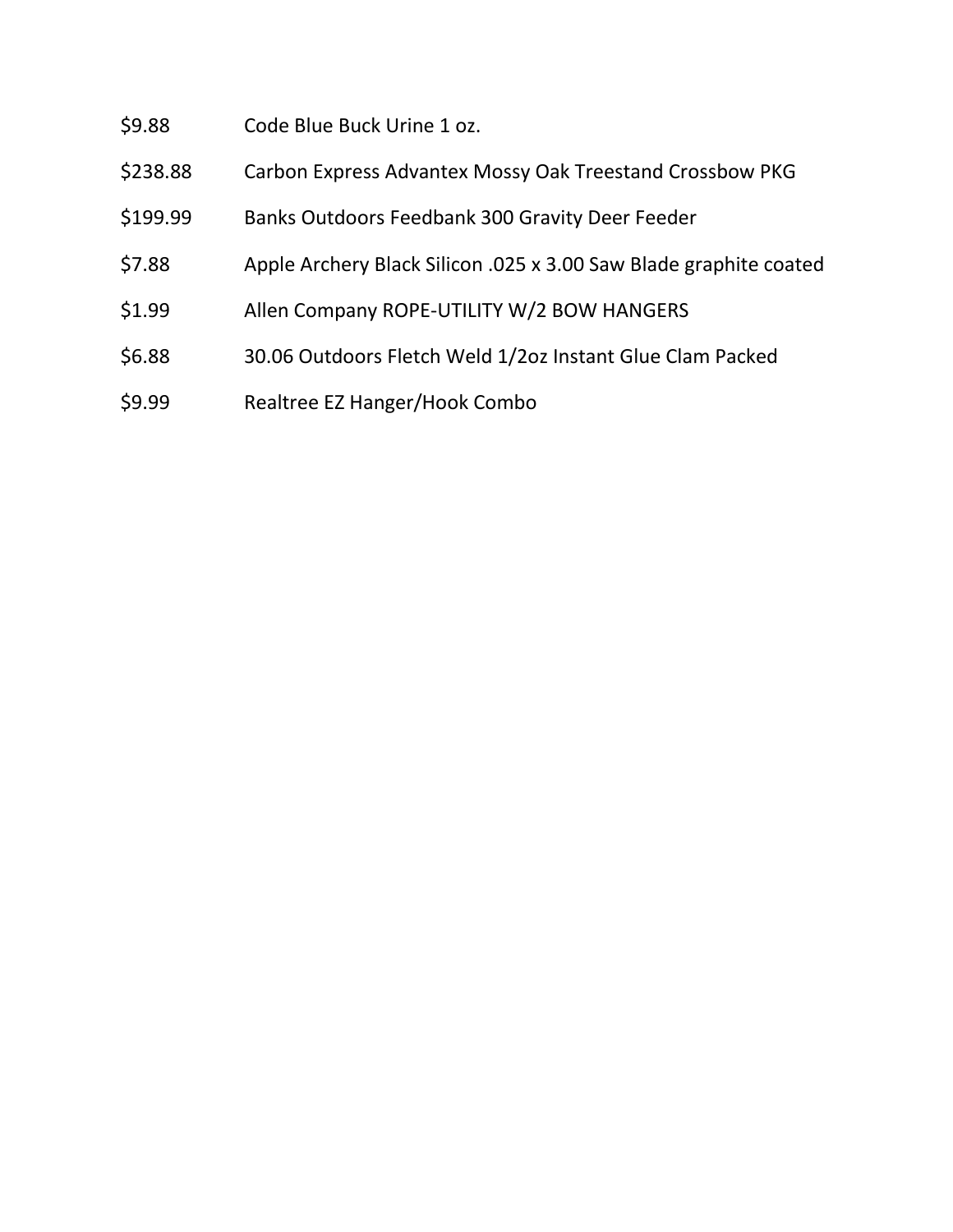| | |
|---|---|
| $9.88 | Code Blue Buck Urine 1 oz. |
| $238.88 | Carbon Express Advantex Mossy Oak Treestand Crossbow PKG |
| $199.99 | Banks Outdoors Feedbank 300 Gravity Deer Feeder |
| $7.88 | Apple Archery Black Silicon .025 x 3.00 Saw Blade graphite coated |
| $1.99 | Allen Company ROPE-UTILITY W/2 BOW HANGERS |
| $6.88 | 30.06 Outdoors Fletch Weld 1/2oz Instant Glue Clam Packed |
| $9.99 | Realtree EZ Hanger/Hook Combo |